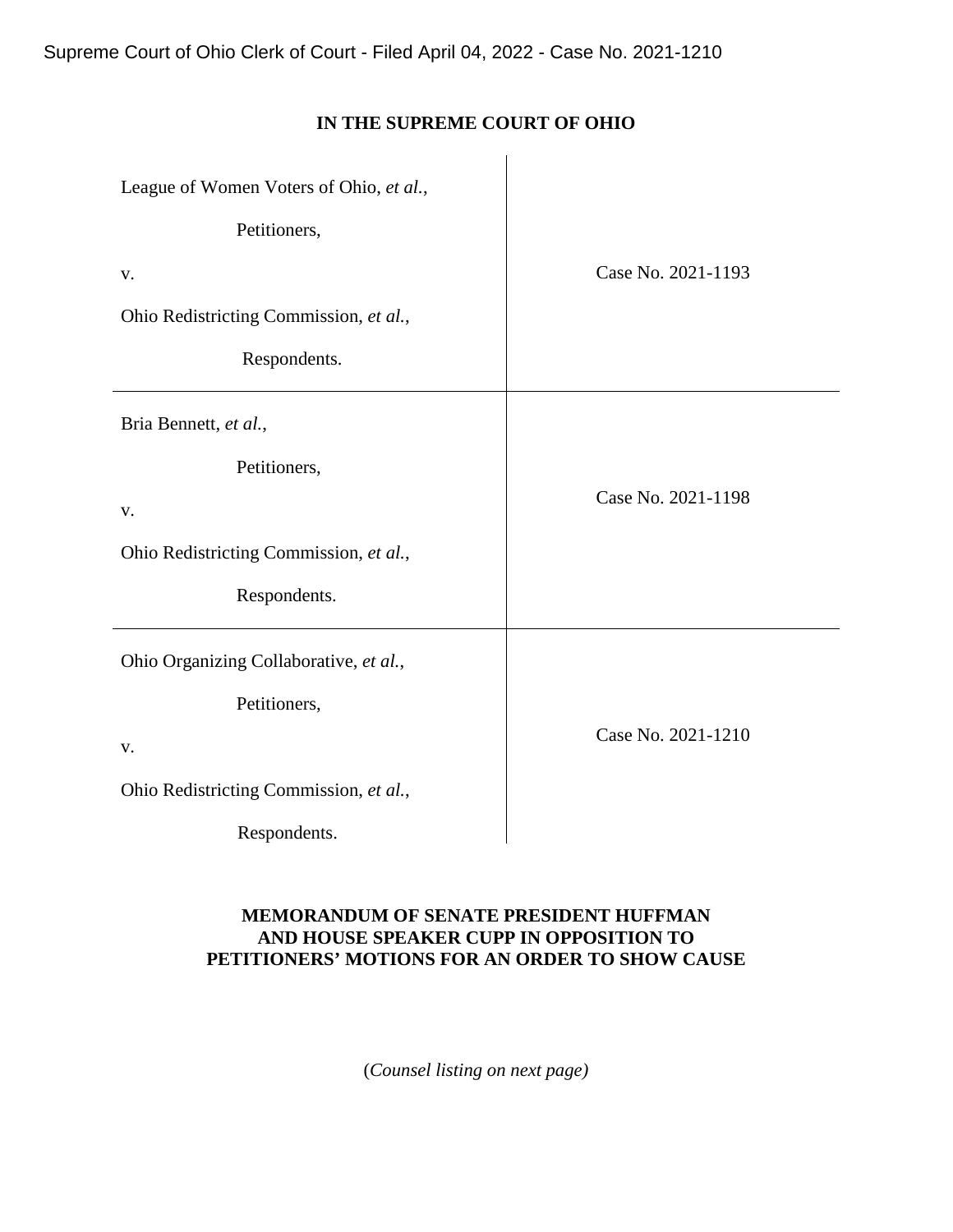Supreme Court of Ohio Clerk of Court - Filed April 04, 2022 - Case No. 2021-1210

**IN THE SUPREME COURT OF OHIO**

| | |
|---|---|
| League of Women Voters of Ohio, *et al.*,<br><br>Petitioners,<br><br>v.<br><br>Ohio Redistricting Commission, *et al.*,<br><br>Respondents. | Case No. 2021-1193 |
| Bria Bennett, *et al.*,<br><br>Petitioners,<br><br>v.<br><br>Ohio Redistricting Commission, *et al.*,<br><br>Respondents. | Case No. 2021-1198 |
| Ohio Organizing Collaborative, *et al.*,<br><br>Petitioners,<br><br>v.<br><br>Ohio Redistricting Commission, *et al.*,<br><br>Respondents. | Case No. 2021-1210 |

**MEMORANDUM OF SENATE PRESIDENT HUFFMAN AND HOUSE SPEAKER CUPP IN OPPOSITION TO PETITIONERS' MOTIONS FOR AN ORDER TO SHOW CAUSE**

(*Counsel listing on next page)*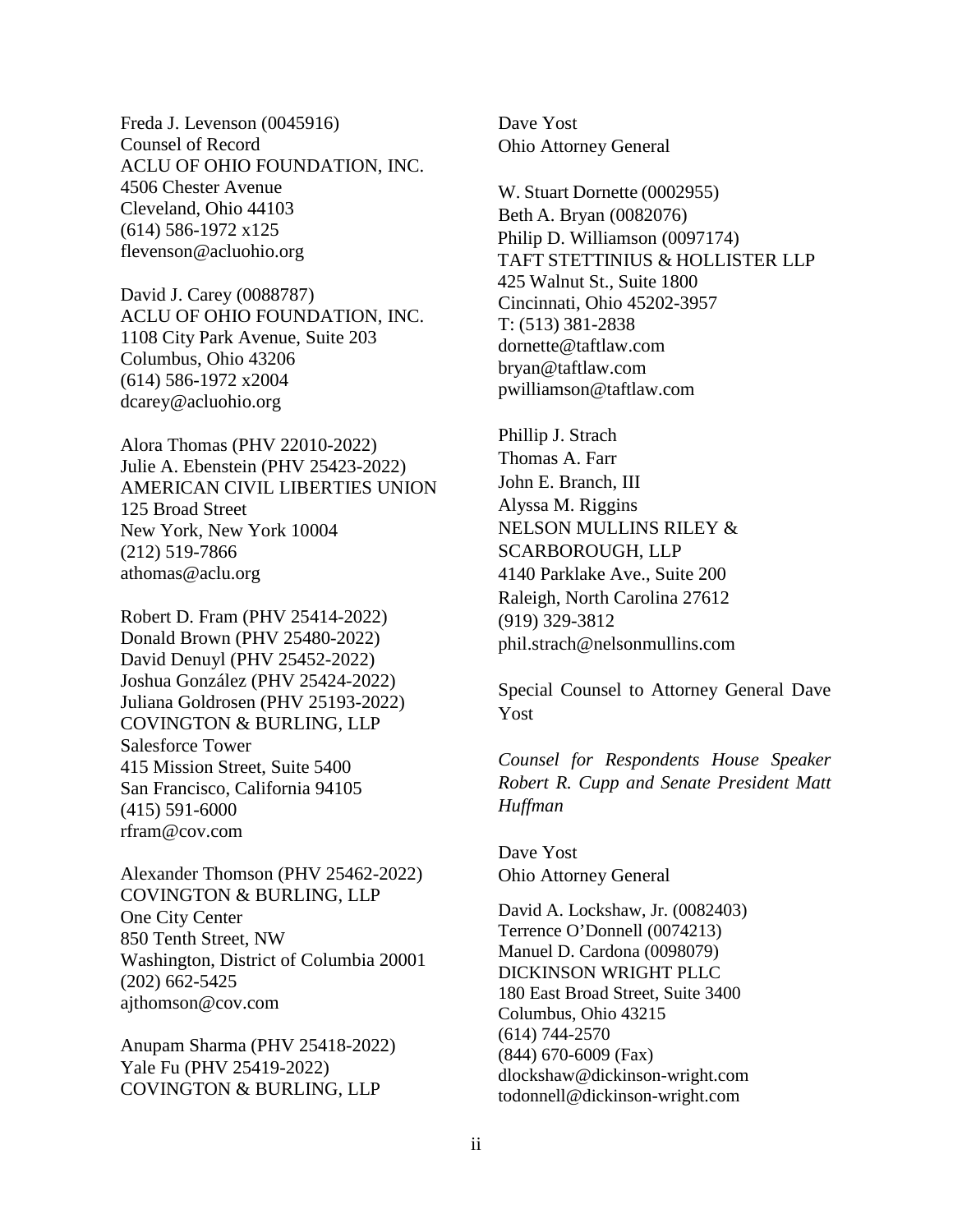Freda J. Levenson (0045916)
Counsel of Record
ACLU OF OHIO FOUNDATION, INC.
4506 Chester Avenue
Cleveland, Ohio 44103
(614) 586-1972 x125
flevenson@acluohio.org

David J. Carey (0088787)
ACLU OF OHIO FOUNDATION, INC.
1108 City Park Avenue, Suite 203
Columbus, Ohio 43206
(614) 586-1972 x2004
dcarey@acluohio.org

Alora Thomas (PHV 22010-2022)
Julie A. Ebenstein (PHV 25423-2022)
AMERICAN CIVIL LIBERTIES UNION
125 Broad Street
New York, New York 10004
(212) 519-7866
athomas@aclu.org

Robert D. Fram (PHV 25414-2022)
Donald Brown (PHV 25480-2022)
David Denuyl (PHV 25452-2022)
Joshua González (PHV 25424-2022)
Juliana Goldrosen (PHV 25193-2022)
COVINGTON & BURLING, LLP
Salesforce Tower
415 Mission Street, Suite 5400
San Francisco, California 94105
(415) 591-6000
rfram@cov.com

Alexander Thomson (PHV 25462-2022)
COVINGTON & BURLING, LLP
One City Center
850 Tenth Street, NW
Washington, District of Columbia 20001
(202) 662-5425
ajthomson@cov.com

Anupam Sharma (PHV 25418-2022)
Yale Fu (PHV 25419-2022)
COVINGTON & BURLING, LLP

Dave Yost
Ohio Attorney General

W. Stuart Dornette (0002955)
Beth A. Bryan (0082076)
Philip D. Williamson (0097174)
TAFT STETTINIUS & HOLLISTER LLP
425 Walnut St., Suite 1800
Cincinnati, Ohio 45202-3957
T: (513) 381-2838
dornette@taftlaw.com
bryan@taftlaw.com
pwilliamson@taftlaw.com

Phillip J. Strach
Thomas A. Farr
John E. Branch, III
Alyssa M. Riggins
NELSON MULLINS RILEY & SCARBOROUGH, LLP
4140 Parklake Ave., Suite 200
Raleigh, North Carolina 27612
(919) 329-3812
phil.strach@nelsonmullins.com

Special Counsel to Attorney General Dave Yost

*Counsel for Respondents House Speaker Robert R. Cupp and Senate President Matt Huffman*

Dave Yost
Ohio Attorney General

David A. Lockshaw, Jr. (0082403)
Terrence O'Donnell (0074213)
Manuel D. Cardona (0098079)
DICKINSON WRIGHT PLLC
180 East Broad Street, Suite 3400
Columbus, Ohio 43215
(614) 744-2570
(844) 670-6009 (Fax)
dlockshaw@dickinson-wright.com
todonnell@dickinson-wright.com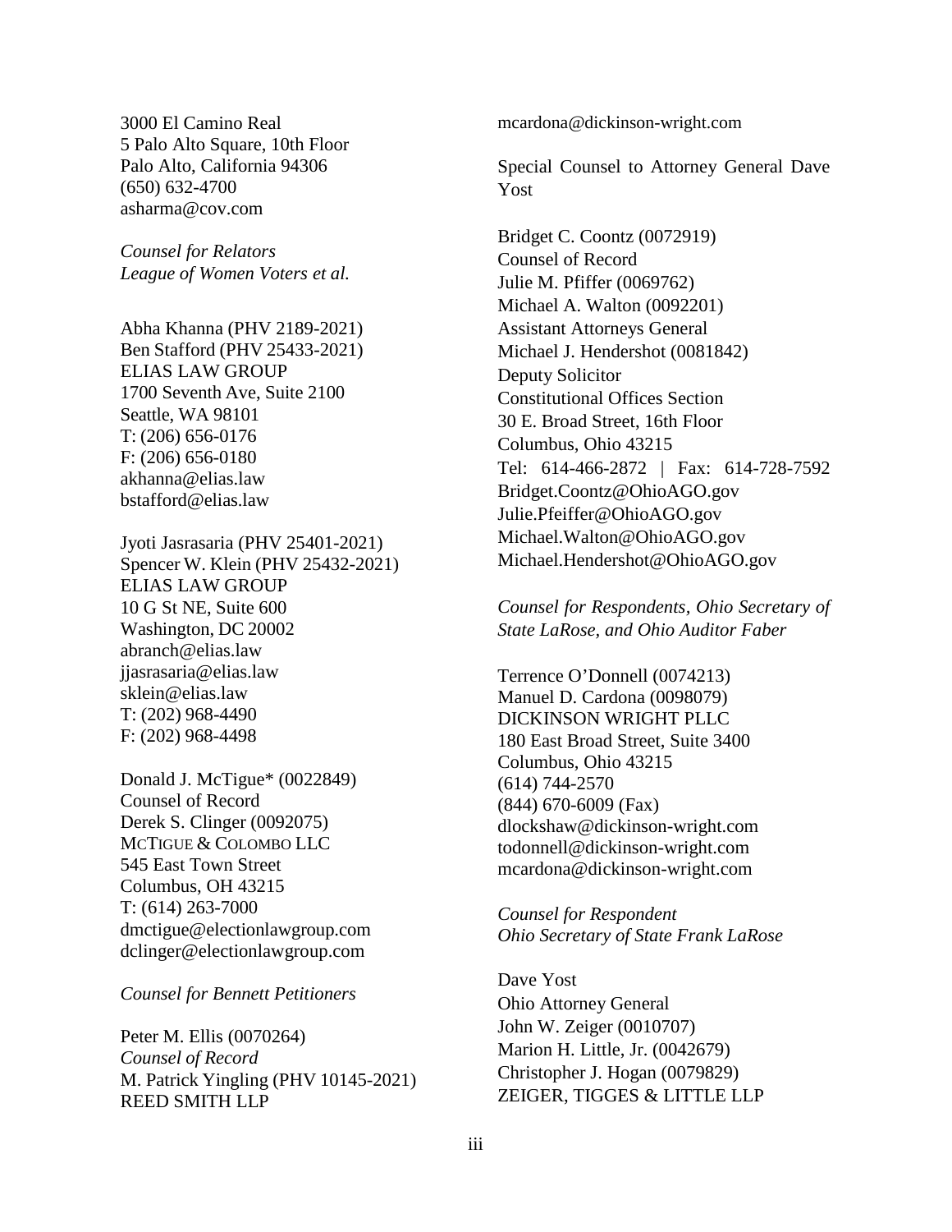3000 El Camino Real
5 Palo Alto Square, 10th Floor
Palo Alto, California 94306
(650) 632-4700
asharma@cov.com

*Counsel for Relators*
*League of Women Voters et al.*

Abha Khanna (PHV 2189-2021)
Ben Stafford (PHV 25433-2021)
ELIAS LAW GROUP
1700 Seventh Ave, Suite 2100
Seattle, WA 98101
T: (206) 656-0176
F: (206) 656-0180
akhanna@elias.law
bstafford@elias.law

Jyoti Jasrasaria (PHV 25401-2021)
Spencer W. Klein (PHV 25432-2021)
ELIAS LAW GROUP
10 G St NE, Suite 600
Washington, DC 20002
abranch@elias.law
jjasrasaria@elias.law
sklein@elias.law
T: (202) 968-4490
F: (202) 968-4498

Donald J. McTigue* (0022849)
Counsel of Record
Derek S. Clinger (0092075)
MCTIGUE & COLOMBO LLC
545 East Town Street
Columbus, OH 43215
T: (614) 263-7000
dmctigue@electionlawgroup.com
dclinger@electionlawgroup.com

*Counsel for Bennett Petitioners*

Peter M. Ellis (0070264)
*Counsel of Record*
M. Patrick Yingling (PHV 10145-2021)
REED SMITH LLP

mcardona@dickinson-wright.com

Special Counsel to Attorney General Dave Yost

Bridget C. Coontz (0072919)
Counsel of Record
Julie M. Pfiffer (0069762)
Michael A. Walton (0092201)
Assistant Attorneys General
Michael J. Hendershot (0081842)
Deputy Solicitor
Constitutional Offices Section
30 E. Broad Street, 16th Floor
Columbus, Ohio 43215
Tel: 614-466-2872 | Fax: 614-728-7592
Bridget.Coontz@OhioAGO.gov
Julie.Pfeiffer@OhioAGO.gov
Michael.Walton@OhioAGO.gov
Michael.Hendershot@OhioAGO.gov

*Counsel for Respondents, Ohio Secretary of State LaRose, and Ohio Auditor Faber*

Terrence O'Donnell (0074213)
Manuel D. Cardona (0098079)
DICKINSON WRIGHT PLLC
180 East Broad Street, Suite 3400
Columbus, Ohio 43215
(614) 744-2570
(844) 670-6009 (Fax)
dlockshaw@dickinson-wright.com
todonnell@dickinson-wright.com
mcardona@dickinson-wright.com

*Counsel for Respondent*
*Ohio Secretary of State Frank LaRose*

Dave Yost
Ohio Attorney General
John W. Zeiger (0010707)
Marion H. Little, Jr. (0042679)
Christopher J. Hogan (0079829)
ZEIGER, TIGGES & LITTLE LLP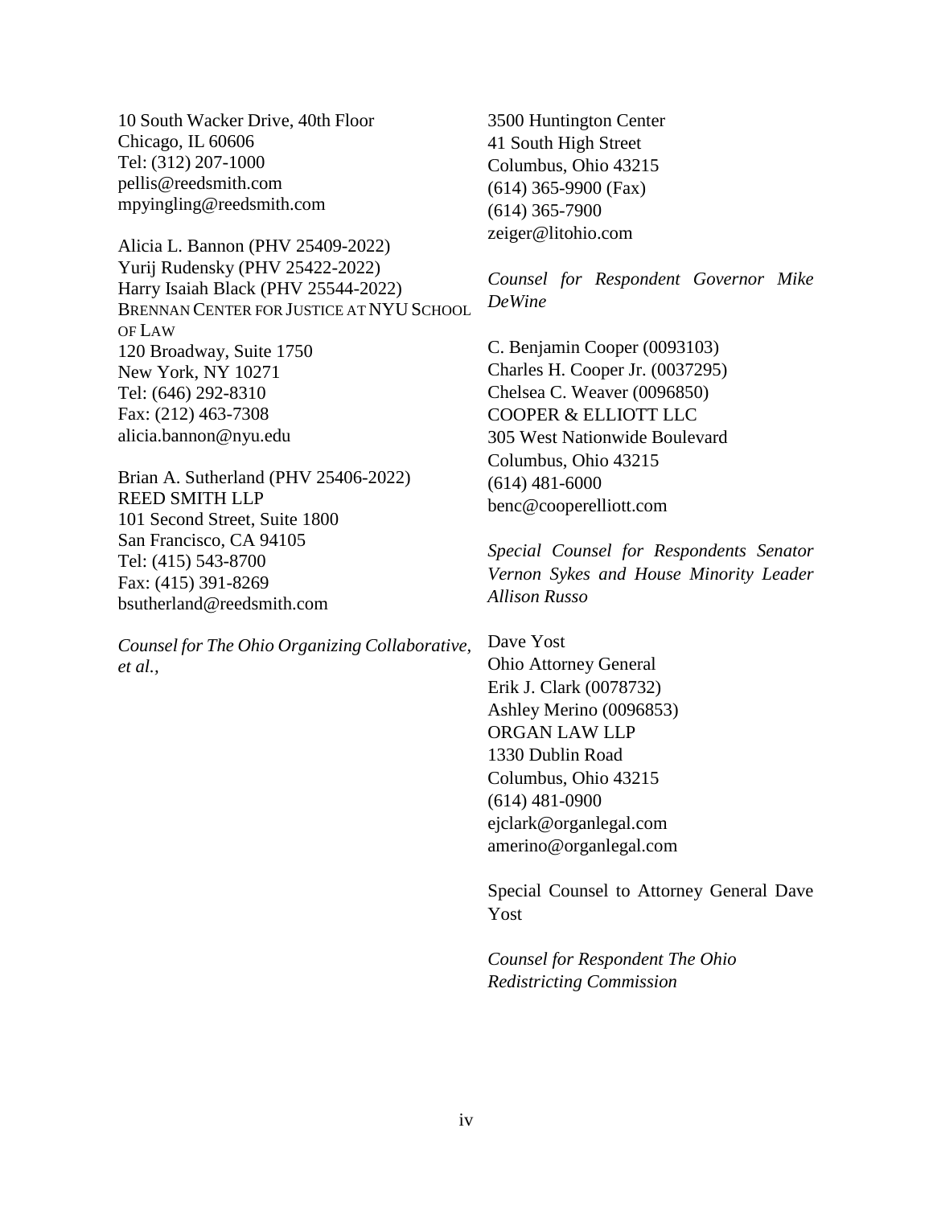10 South Wacker Drive, 40th Floor
Chicago, IL 60606
Tel: (312) 207-1000
pellis@reedsmith.com
mpyingling@reedsmith.com

Alicia L. Bannon (PHV 25409-2022)
Yurij Rudensky (PHV 25422-2022)
Harry Isaiah Black (PHV 25544-2022)
BRENNAN CENTER FOR JUSTICE AT NYU SCHOOL OF LAW
120 Broadway, Suite 1750
New York, NY 10271
Tel: (646) 292-8310
Fax: (212) 463-7308
alicia.bannon@nyu.edu

Brian A. Sutherland (PHV 25406-2022)
REED SMITH LLP
101 Second Street, Suite 1800
San Francisco, CA 94105
Tel: (415) 543-8700
Fax: (415) 391-8269
bsutherland@reedsmith.com

*Counsel for The Ohio Organizing Collaborative, et al.,*

3500 Huntington Center
41 South High Street
Columbus, Ohio 43215
(614) 365-9900 (Fax)
(614) 365-7900
zeiger@litohio.com

*Counsel for Respondent Governor Mike DeWine*

C. Benjamin Cooper (0093103)
Charles H. Cooper Jr. (0037295)
Chelsea C. Weaver (0096850)
COOPER & ELLIOTT LLC
305 West Nationwide Boulevard
Columbus, Ohio 43215
(614) 481-6000
benc@cooperelliott.com

*Special Counsel for Respondents Senator Vernon Sykes and House Minority Leader Allison Russo*

Dave Yost
Ohio Attorney General
Erik J. Clark (0078732)
Ashley Merino (0096853)
ORGAN LAW LLP
1330 Dublin Road
Columbus, Ohio 43215
(614) 481-0900
ejclark@organlegal.com
amerino@organlegal.com

Special Counsel to Attorney General Dave Yost

*Counsel for Respondent The Ohio Redistricting Commission*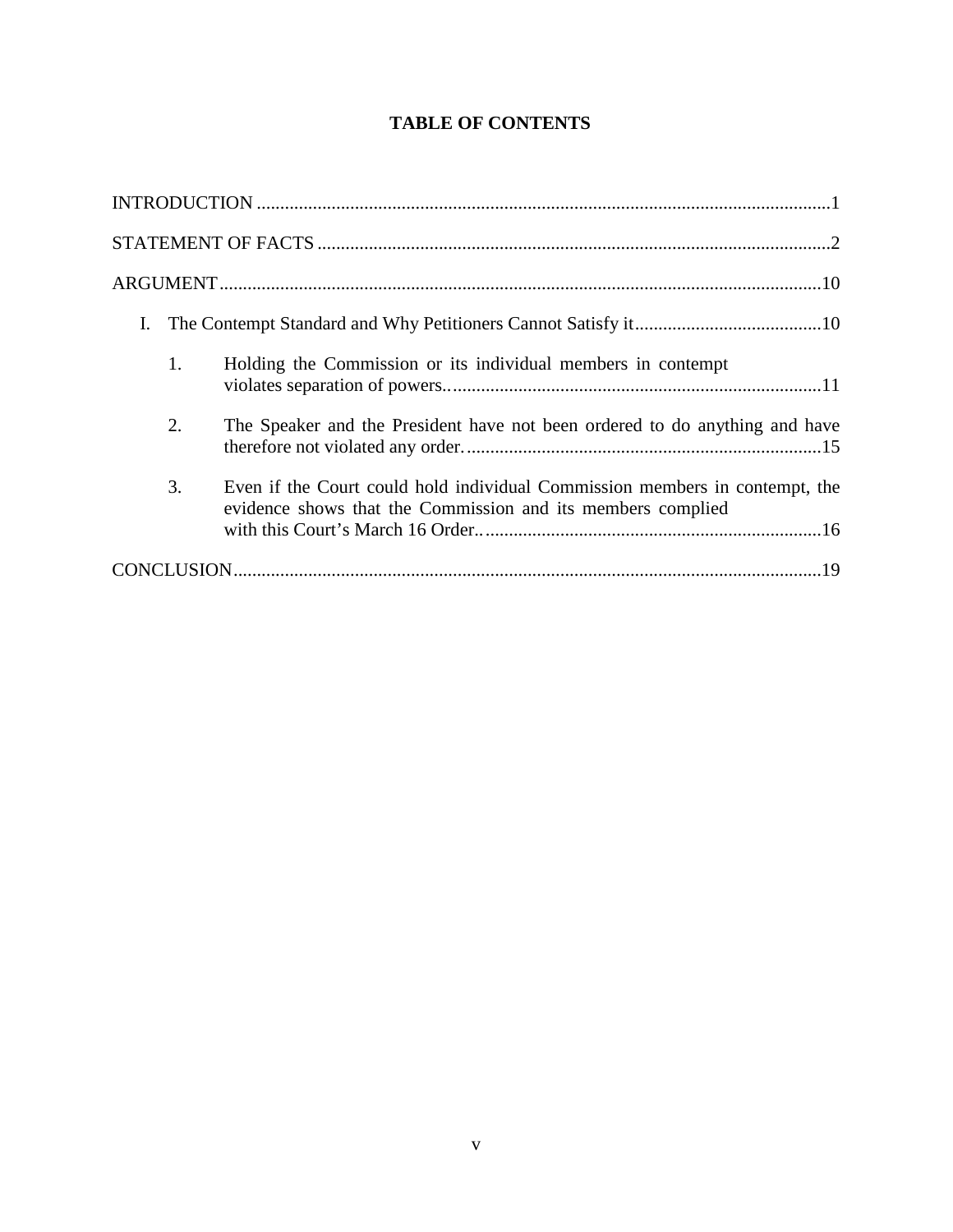# TABLE OF CONTENTS

INTRODUCTION ..........................................................................................................................1

STATEMENT OF FACTS .............................................................................................................2

ARGUMENT.................................................................................................................................10

I. The Contempt Standard and Why Petitioners Cannot Satisfy it........................................10

1. Holding the Commission or its individual members in contempt violates separation of powers..................................................................................11

2. The Speaker and the President have not been ordered to do anything and have therefore not violated any order............................................................................15

3. Even if the Court could hold individual Commission members in contempt, the evidence shows that the Commission and its members complied with this Court's March 16 Order..........................................................................16

CONCLUSION..............................................................................................................................19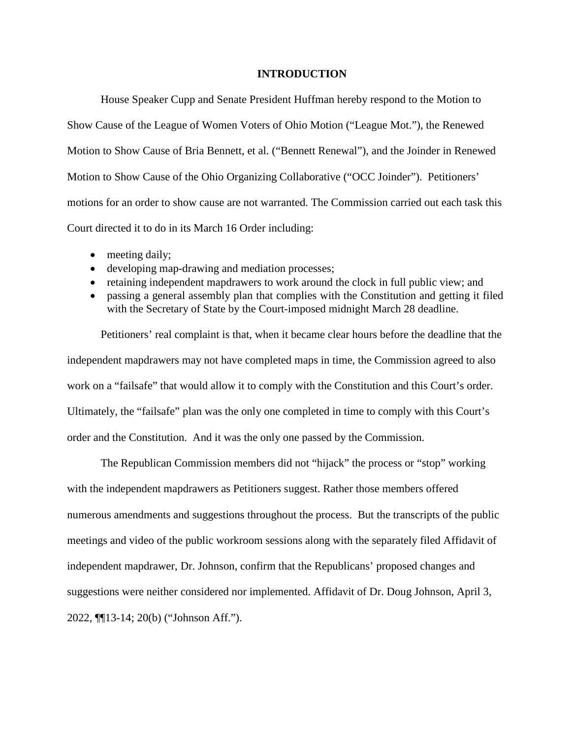## INTRODUCTION

House Speaker Cupp and Senate President Huffman hereby respond to the Motion to Show Cause of the League of Women Voters of Ohio Motion ("League Mot."), the Renewed Motion to Show Cause of Bria Bennett, et al. ("Bennett Renewal"), and the Joinder in Renewed Motion to Show Cause of the Ohio Organizing Collaborative ("OCC Joinder"). Petitioners' motions for an order to show cause are not warranted. The Commission carried out each task this Court directed it to do in its March 16 Order including:

- meeting daily;
- developing map-drawing and mediation processes;
- retaining independent mapdrawers to work around the clock in full public view; and
- passing a general assembly plan that complies with the Constitution and getting it filed with the Secretary of State by the Court-imposed midnight March 28 deadline.

Petitioners' real complaint is that, when it became clear hours before the deadline that the independent mapdrawers may not have completed maps in time, the Commission agreed to also work on a "failsafe" that would allow it to comply with the Constitution and this Court's order. Ultimately, the "failsafe" plan was the only one completed in time to comply with this Court's order and the Constitution. And it was the only one passed by the Commission.

The Republican Commission members did not "hijack" the process or "stop" working with the independent mapdrawers as Petitioners suggest. Rather those members offered numerous amendments and suggestions throughout the process. But the transcripts of the public meetings and video of the public workroom sessions along with the separately filed Affidavit of independent mapdrawer, Dr. Johnson, confirm that the Republicans' proposed changes and suggestions were neither considered nor implemented. Affidavit of Dr. Doug Johnson, April 3, 2022, ¶¶13-14; 20(b) ("Johnson Aff.").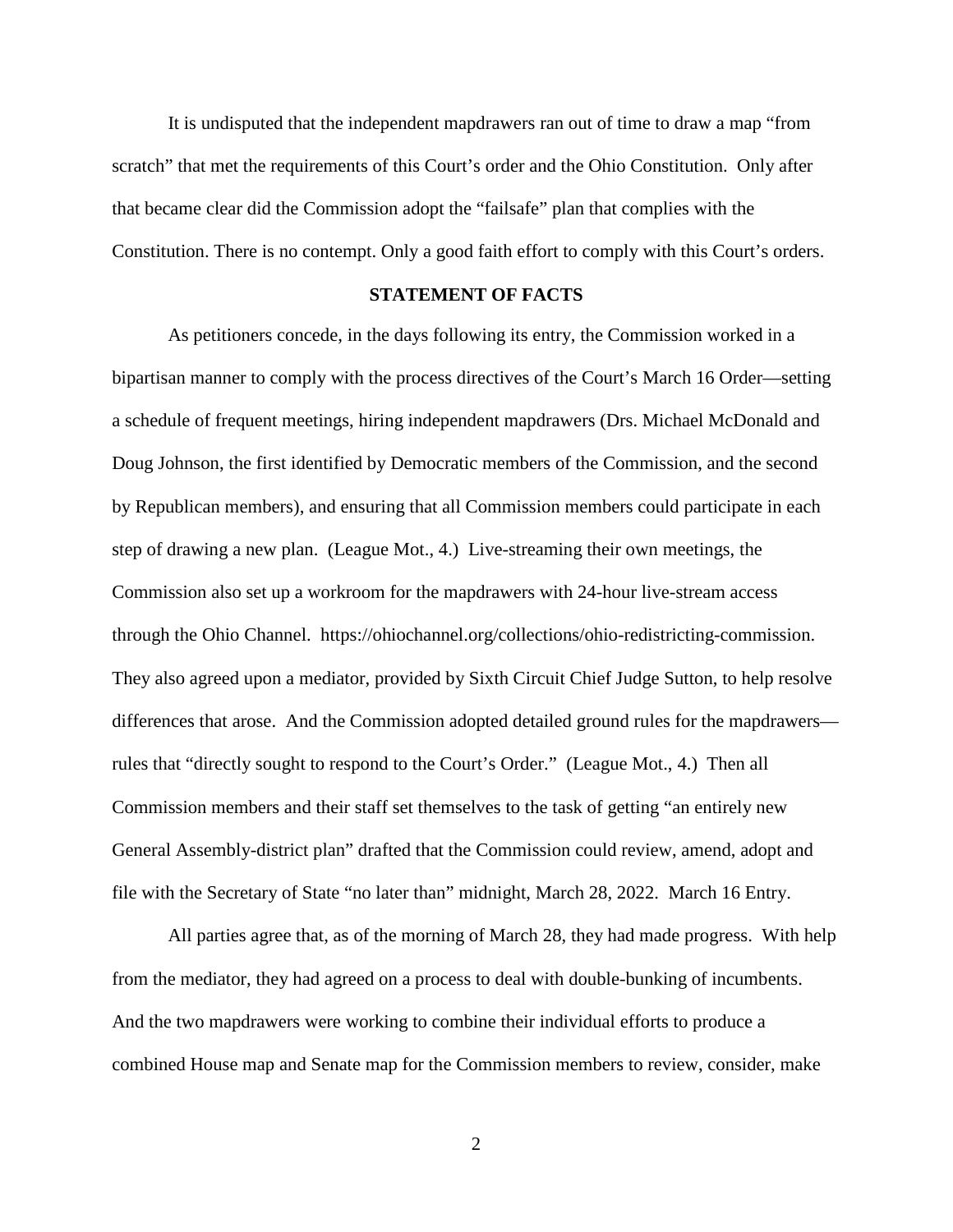It is undisputed that the independent mapdrawers ran out of time to draw a map "from scratch" that met the requirements of this Court's order and the Ohio Constitution. Only after that became clear did the Commission adopt the "failsafe" plan that complies with the Constitution. There is no contempt. Only a good faith effort to comply with this Court's orders.

## STATEMENT OF FACTS

As petitioners concede, in the days following its entry, the Commission worked in a bipartisan manner to comply with the process directives of the Court's March 16 Order—setting a schedule of frequent meetings, hiring independent mapdrawers (Drs. Michael McDonald and Doug Johnson, the first identified by Democratic members of the Commission, and the second by Republican members), and ensuring that all Commission members could participate in each step of drawing a new plan. (League Mot., 4.) Live-streaming their own meetings, the Commission also set up a workroom for the mapdrawers with 24-hour live-stream access through the Ohio Channel. https://ohiochannel.org/collections/ohio-redistricting-commission. They also agreed upon a mediator, provided by Sixth Circuit Chief Judge Sutton, to help resolve differences that arose. And the Commission adopted detailed ground rules for the mapdrawers—rules that "directly sought to respond to the Court's Order." (League Mot., 4.) Then all Commission members and their staff set themselves to the task of getting "an entirely new General Assembly-district plan" drafted that the Commission could review, amend, adopt and file with the Secretary of State "no later than" midnight, March 28, 2022. March 16 Entry.

All parties agree that, as of the morning of March 28, they had made progress. With help from the mediator, they had agreed on a process to deal with double-bunking of incumbents. And the two mapdrawers were working to combine their individual efforts to produce a combined House map and Senate map for the Commission members to review, consider, make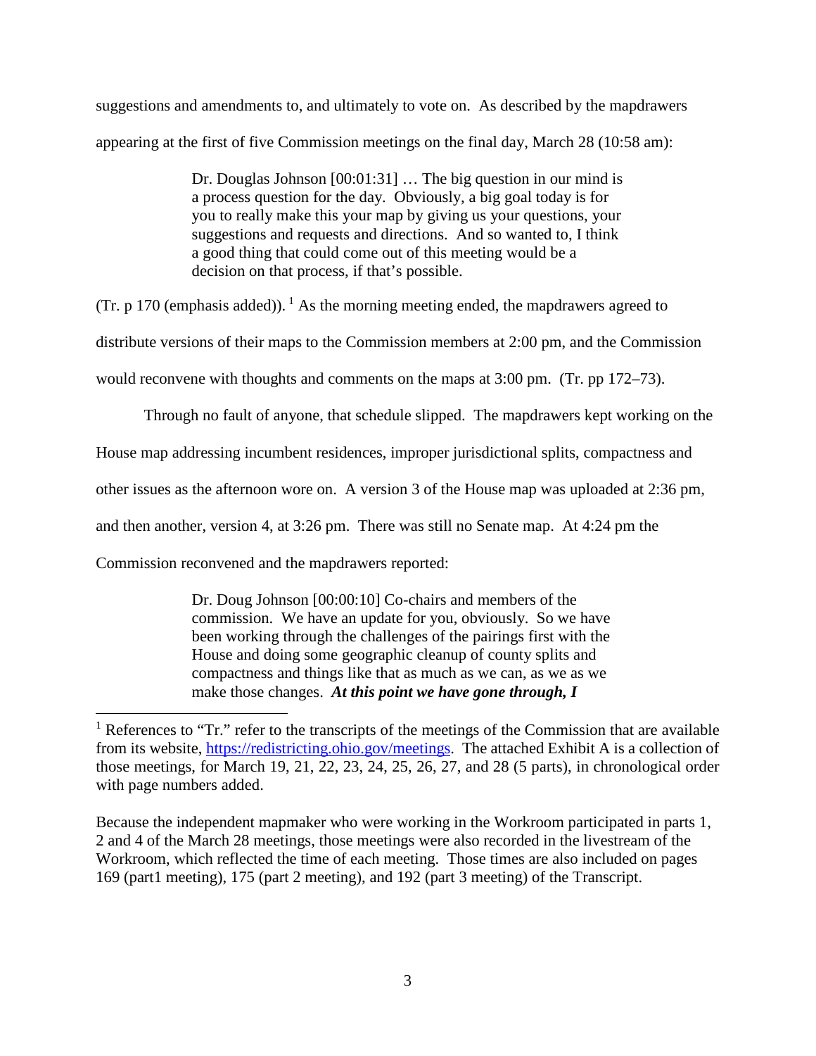suggestions and amendments to, and ultimately to vote on. As described by the mapdrawers appearing at the first of five Commission meetings on the final day, March 28 (10:58 am):

> Dr. Douglas Johnson [00:01:31] … The big question in our mind is a process question for the day. Obviously, a big goal today is for you to really make this your map by giving us your questions, your suggestions and requests and directions. And so wanted to, I think a good thing that could come out of this meeting would be a decision on that process, if that's possible.

(Tr. p 170 (emphasis added)).[1] As the morning meeting ended, the mapdrawers agreed to distribute versions of their maps to the Commission members at 2:00 pm, and the Commission would reconvene with thoughts and comments on the maps at 3:00 pm. (Tr. pp 172–73).

Through no fault of anyone, that schedule slipped. The mapdrawers kept working on the House map addressing incumbent residences, improper jurisdictional splits, compactness and other issues as the afternoon wore on. A version 3 of the House map was uploaded at 2:36 pm, and then another, version 4, at 3:26 pm. There was still no Senate map. At 4:24 pm the Commission reconvened and the mapdrawers reported:

> Dr. Doug Johnson [00:00:10] Co-chairs and members of the commission. We have an update for you, obviously. So we have been working through the challenges of the pairings first with the House and doing some geographic cleanup of county splits and compactness and things like that as much as we can, as we as we make those changes. ***At this point we have gone through, I***

[1] References to "Tr." refer to the transcripts of the meetings of the Commission that are available from its website, https://redistricting.ohio.gov/meetings. The attached Exhibit A is a collection of those meetings, for March 19, 21, 22, 23, 24, 25, 26, 27, and 28 (5 parts), in chronological order with page numbers added.

Because the independent mapmaker who were working in the Workroom participated in parts 1, 2 and 4 of the March 28 meetings, those meetings were also recorded in the livestream of the Workroom, which reflected the time of each meeting. Those times are also included on pages 169 (part1 meeting), 175 (part 2 meeting), and 192 (part 3 meeting) of the Transcript.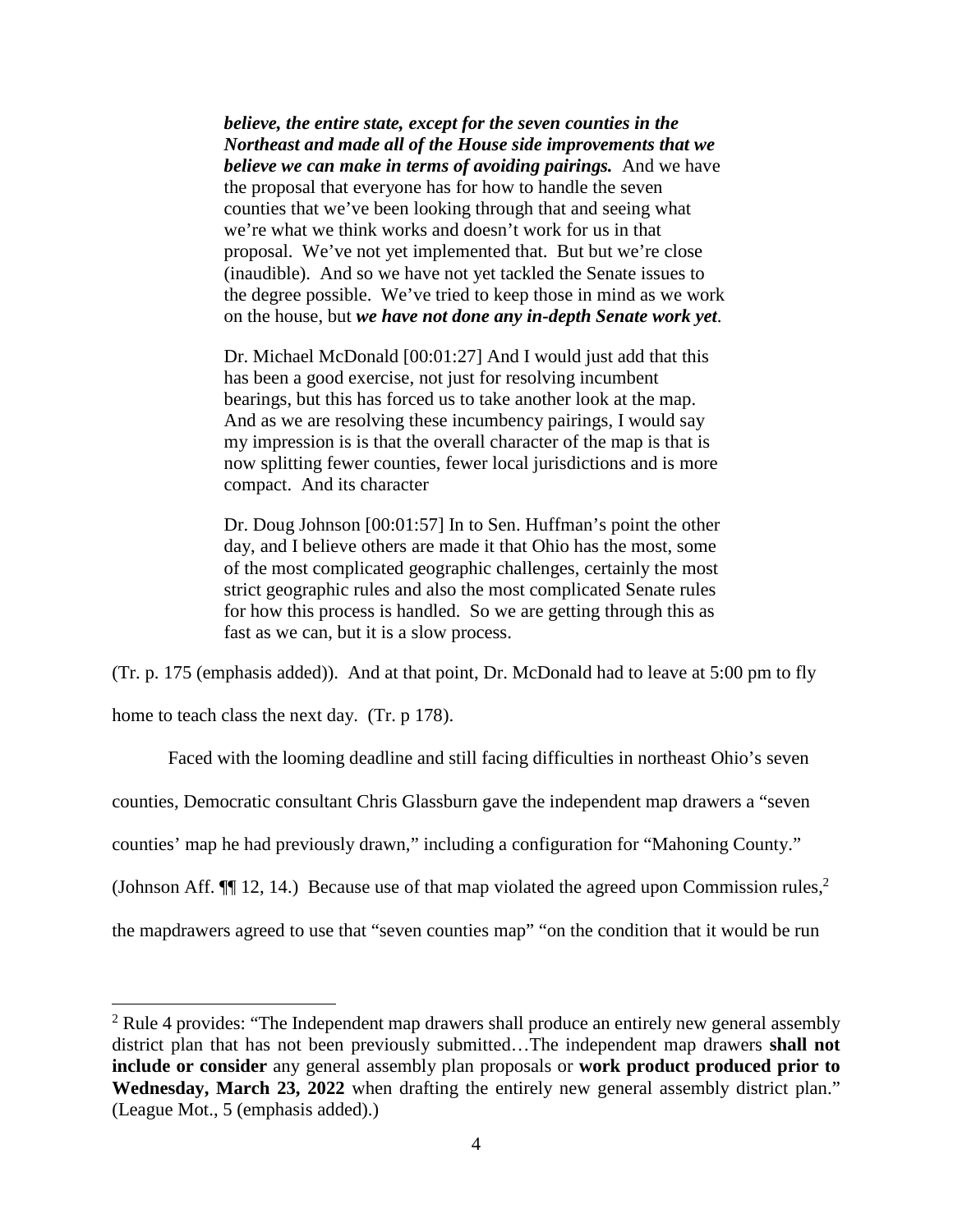> ***believe, the entire state, except for the seven counties in the Northeast and made all of the House side improvements that we believe we can make in terms of avoiding pairings.*** And we have the proposal that everyone has for how to handle the seven counties that we've been looking through that and seeing what we're what we think works and doesn't work for us in that proposal. We've not yet implemented that. But but we're close (inaudible). And so we have not yet tackled the Senate issues to the degree possible. We've tried to keep those in mind as we work on the house, but ***we have not done any in-depth Senate work yet***.
>
> Dr. Michael McDonald [00:01:27] And I would just add that this has been a good exercise, not just for resolving incumbent bearings, but this has forced us to take another look at the map. And as we are resolving these incumbency pairings, I would say my impression is is that the overall character of the map is that is now splitting fewer counties, fewer local jurisdictions and is more compact. And its character
>
> Dr. Doug Johnson [00:01:57] In to Sen. Huffman's point the other day, and I believe others are made it that Ohio has the most, some of the most complicated geographic challenges, certainly the most strict geographic rules and also the most complicated Senate rules for how this process is handled. So we are getting through this as fast as we can, but it is a slow process.

(Tr. p. 175 (emphasis added)). And at that point, Dr. McDonald had to leave at 5:00 pm to fly home to teach class the next day. (Tr. p 178).

Faced with the looming deadline and still facing difficulties in northeast Ohio's seven counties, Democratic consultant Chris Glassburn gave the independent map drawers a "seven counties' map he had previously drawn," including a configuration for "Mahoning County." (Johnson Aff. ¶¶ 12, 14.) Because use of that map violated the agreed upon Commission rules,[2] the mapdrawers agreed to use that "seven counties map" "on the condition that it would be run

[2] Rule 4 provides: "The Independent map drawers shall produce an entirely new general assembly district plan that has not been previously submitted…The independent map drawers **shall not include or consider** any general assembly plan proposals or **work product produced prior to Wednesday, March 23, 2022** when drafting the entirely new general assembly district plan." (League Mot., 5 (emphasis added).)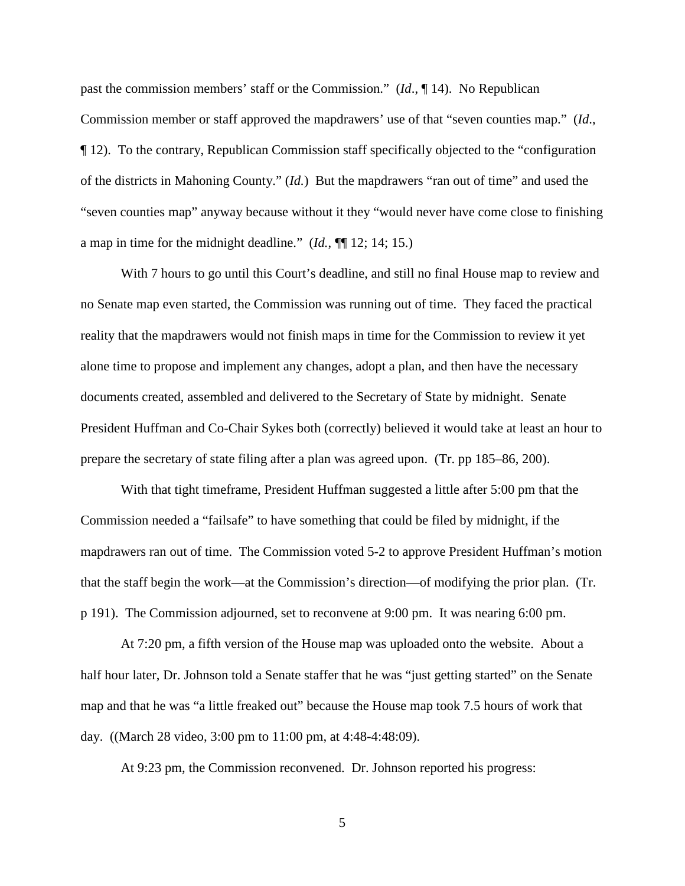past the commission members' staff or the Commission." (*Id*., ¶ 14). No Republican Commission member or staff approved the mapdrawers' use of that "seven counties map." (*Id*., ¶ 12). To the contrary, Republican Commission staff specifically objected to the "configuration of the districts in Mahoning County." (*Id.*) But the mapdrawers "ran out of time" and used the "seven counties map" anyway because without it they "would never have come close to finishing a map in time for the midnight deadline." (*Id.*, ¶¶ 12; 14; 15.)

With 7 hours to go until this Court's deadline, and still no final House map to review and no Senate map even started, the Commission was running out of time. They faced the practical reality that the mapdrawers would not finish maps in time for the Commission to review it yet alone time to propose and implement any changes, adopt a plan, and then have the necessary documents created, assembled and delivered to the Secretary of State by midnight. Senate President Huffman and Co-Chair Sykes both (correctly) believed it would take at least an hour to prepare the secretary of state filing after a plan was agreed upon. (Tr. pp 185–86, 200).

With that tight timeframe, President Huffman suggested a little after 5:00 pm that the Commission needed a "failsafe" to have something that could be filed by midnight, if the mapdrawers ran out of time. The Commission voted 5-2 to approve President Huffman's motion that the staff begin the work—at the Commission's direction—of modifying the prior plan. (Tr. p 191). The Commission adjourned, set to reconvene at 9:00 pm. It was nearing 6:00 pm.

At 7:20 pm, a fifth version of the House map was uploaded onto the website. About a half hour later, Dr. Johnson told a Senate staffer that he was "just getting started" on the Senate map and that he was "a little freaked out" because the House map took 7.5 hours of work that day. ((March 28 video, 3:00 pm to 11:00 pm, at 4:48-4:48:09).

At 9:23 pm, the Commission reconvened. Dr. Johnson reported his progress: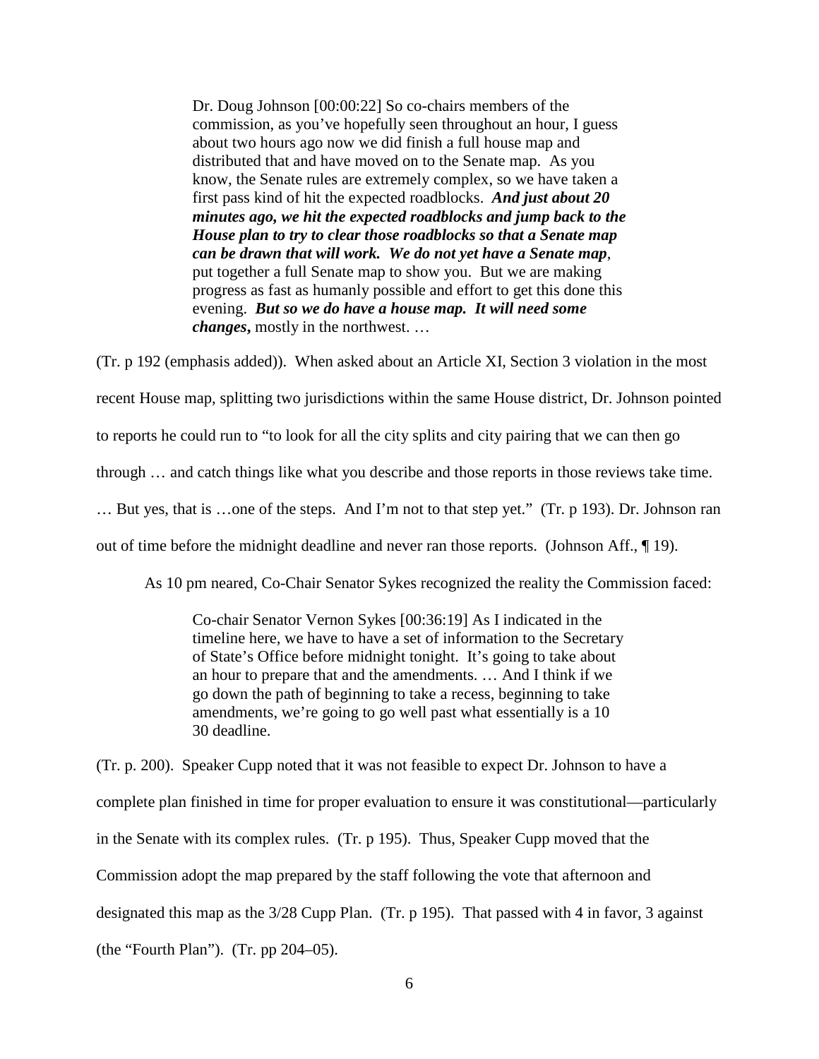> Dr. Doug Johnson [00:00:22] So co-chairs members of the commission, as you've hopefully seen throughout an hour, I guess about two hours ago now we did finish a full house map and distributed that and have moved on to the Senate map. As you know, the Senate rules are extremely complex, so we have taken a first pass kind of hit the expected roadblocks. ***And just about 20 minutes ago, we hit the expected roadblocks and jump back to the House plan to try to clear those roadblocks so that a Senate map can be drawn that will work. We do not yet have a Senate map***, put together a full Senate map to show you. But we are making progress as fast as humanly possible and effort to get this done this evening. ***But so we do have a house map. It will need some changes***, mostly in the northwest. …

(Tr. p 192 (emphasis added)). When asked about an Article XI, Section 3 violation in the most recent House map, splitting two jurisdictions within the same House district, Dr. Johnson pointed to reports he could run to "to look for all the city splits and city pairing that we can then go through … and catch things like what you describe and those reports in those reviews take time. … But yes, that is …one of the steps. And I'm not to that step yet." (Tr. p 193). Dr. Johnson ran out of time before the midnight deadline and never ran those reports. (Johnson Aff., ¶ 19).

As 10 pm neared, Co-Chair Senator Sykes recognized the reality the Commission faced:

> Co-chair Senator Vernon Sykes [00:36:19] As I indicated in the timeline here, we have to have a set of information to the Secretary of State's Office before midnight tonight. It's going to take about an hour to prepare that and the amendments. … And I think if we go down the path of beginning to take a recess, beginning to take amendments, we're going to go well past what essentially is a 10 30 deadline.

(Tr. p. 200). Speaker Cupp noted that it was not feasible to expect Dr. Johnson to have a complete plan finished in time for proper evaluation to ensure it was constitutional—particularly in the Senate with its complex rules. (Tr. p 195). Thus, Speaker Cupp moved that the Commission adopt the map prepared by the staff following the vote that afternoon and designated this map as the 3/28 Cupp Plan. (Tr. p 195). That passed with 4 in favor, 3 against (the "Fourth Plan"). (Tr. pp 204–05).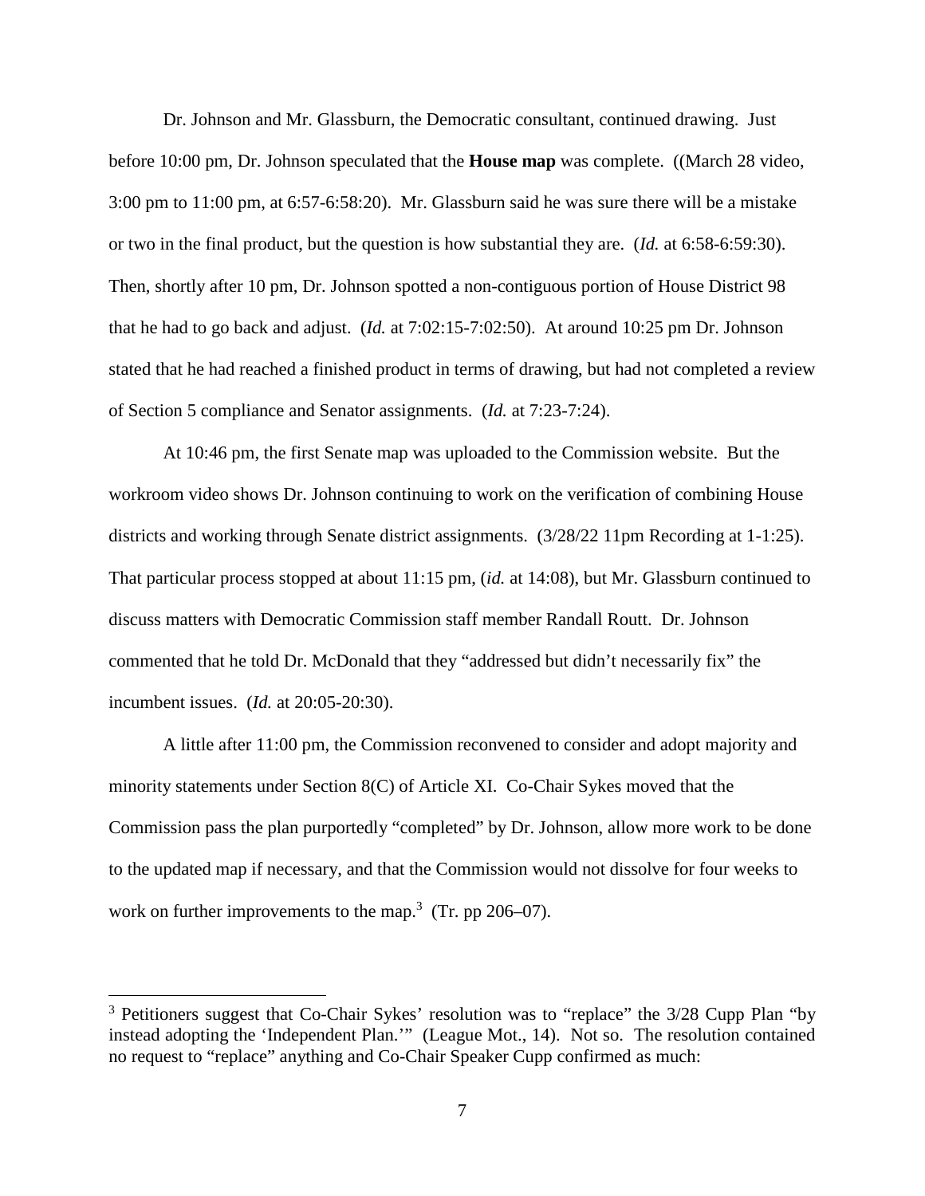Dr. Johnson and Mr. Glassburn, the Democratic consultant, continued drawing. Just before 10:00 pm, Dr. Johnson speculated that the **House map** was complete. ((March 28 video, 3:00 pm to 11:00 pm, at 6:57-6:58:20). Mr. Glassburn said he was sure there will be a mistake or two in the final product, but the question is how substantial they are. (*Id.* at 6:58-6:59:30). Then, shortly after 10 pm, Dr. Johnson spotted a non-contiguous portion of House District 98 that he had to go back and adjust. (*Id.* at 7:02:15-7:02:50). At around 10:25 pm Dr. Johnson stated that he had reached a finished product in terms of drawing, but had not completed a review of Section 5 compliance and Senator assignments. (*Id.* at 7:23-7:24).

At 10:46 pm, the first Senate map was uploaded to the Commission website. But the workroom video shows Dr. Johnson continuing to work on the verification of combining House districts and working through Senate district assignments. (3/28/22 11pm Recording at 1-1:25). That particular process stopped at about 11:15 pm, (*id.* at 14:08), but Mr. Glassburn continued to discuss matters with Democratic Commission staff member Randall Routt. Dr. Johnson commented that he told Dr. McDonald that they "addressed but didn't necessarily fix" the incumbent issues. (*Id.* at 20:05-20:30).

A little after 11:00 pm, the Commission reconvened to consider and adopt majority and minority statements under Section 8(C) of Article XI. Co-Chair Sykes moved that the Commission pass the plan purportedly "completed" by Dr. Johnson, allow more work to be done to the updated map if necessary, and that the Commission would not dissolve for four weeks to work on further improvements to the map.[3] (Tr. pp 206–07).

---

[3] Petitioners suggest that Co-Chair Sykes' resolution was to "replace" the 3/28 Cupp Plan "by instead adopting the 'Independent Plan.'" (League Mot., 14). Not so. The resolution contained no request to "replace" anything and Co-Chair Speaker Cupp confirmed as much: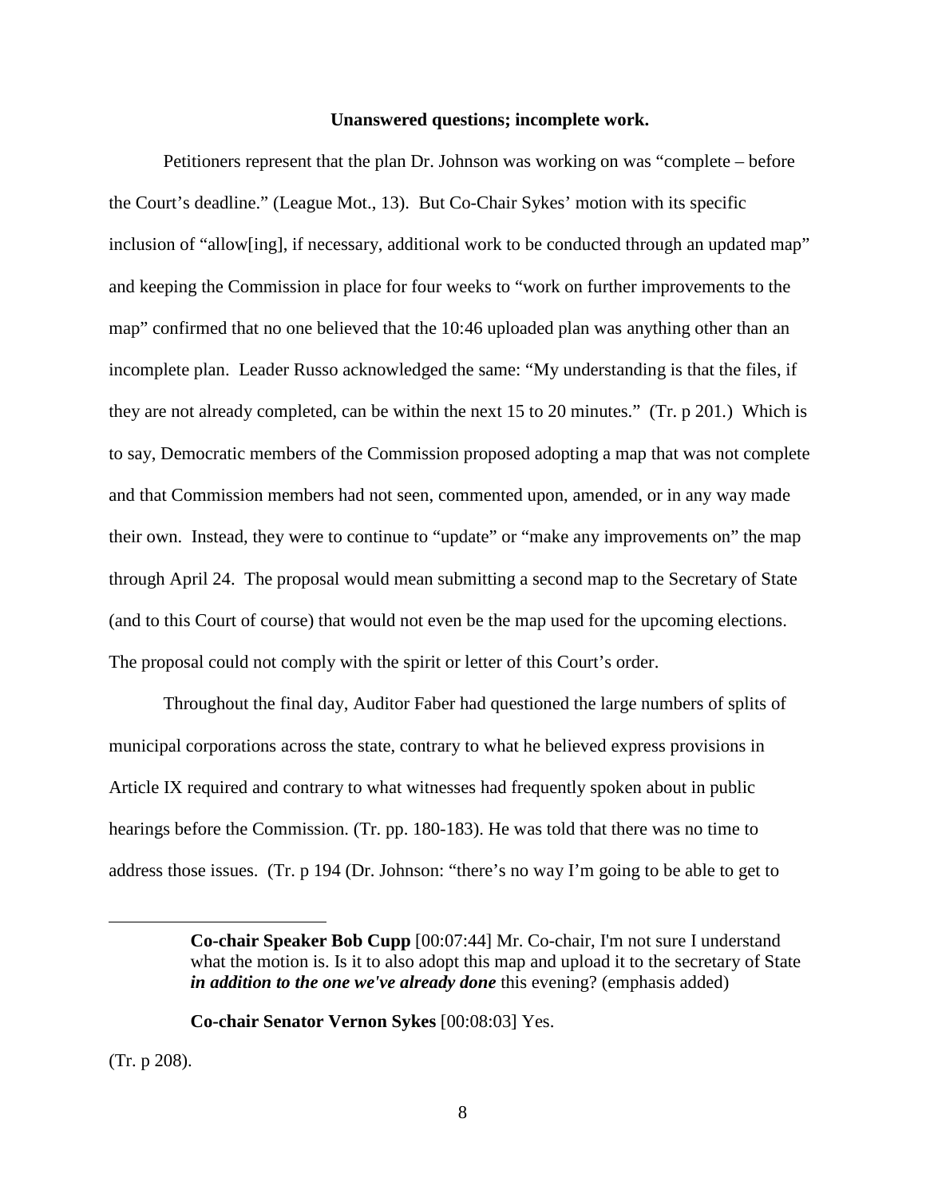**Unanswered questions; incomplete work.**

Petitioners represent that the plan Dr. Johnson was working on was "complete – before the Court's deadline." (League Mot., 13). But Co-Chair Sykes' motion with its specific inclusion of "allow[ing], if necessary, additional work to be conducted through an updated map" and keeping the Commission in place for four weeks to "work on further improvements to the map" confirmed that no one believed that the 10:46 uploaded plan was anything other than an incomplete plan. Leader Russo acknowledged the same: "My understanding is that the files, if they are not already completed, can be within the next 15 to 20 minutes." (Tr. p 201.) Which is to say, Democratic members of the Commission proposed adopting a map that was not complete and that Commission members had not seen, commented upon, amended, or in any way made their own. Instead, they were to continue to "update" or "make any improvements on" the map through April 24. The proposal would mean submitting a second map to the Secretary of State (and to this Court of course) that would not even be the map used for the upcoming elections. The proposal could not comply with the spirit or letter of this Court's order.

Throughout the final day, Auditor Faber had questioned the large numbers of splits of municipal corporations across the state, contrary to what he believed express provisions in Article IX required and contrary to what witnesses had frequently spoken about in public hearings before the Commission. (Tr. pp. 180-183). He was told that there was no time to address those issues. (Tr. p 194 (Dr. Johnson: "there's no way I'm going to be able to get to

---

> **Co-chair Speaker Bob Cupp** [00:07:44] Mr. Co-chair, I'm not sure I understand what the motion is. Is it to also adopt this map and upload it to the secretary of State ***in addition to the one we've already done*** this evening? (emphasis added)
>
> **Co-chair Senator Vernon Sykes** [00:08:03] Yes.

(Tr. p 208).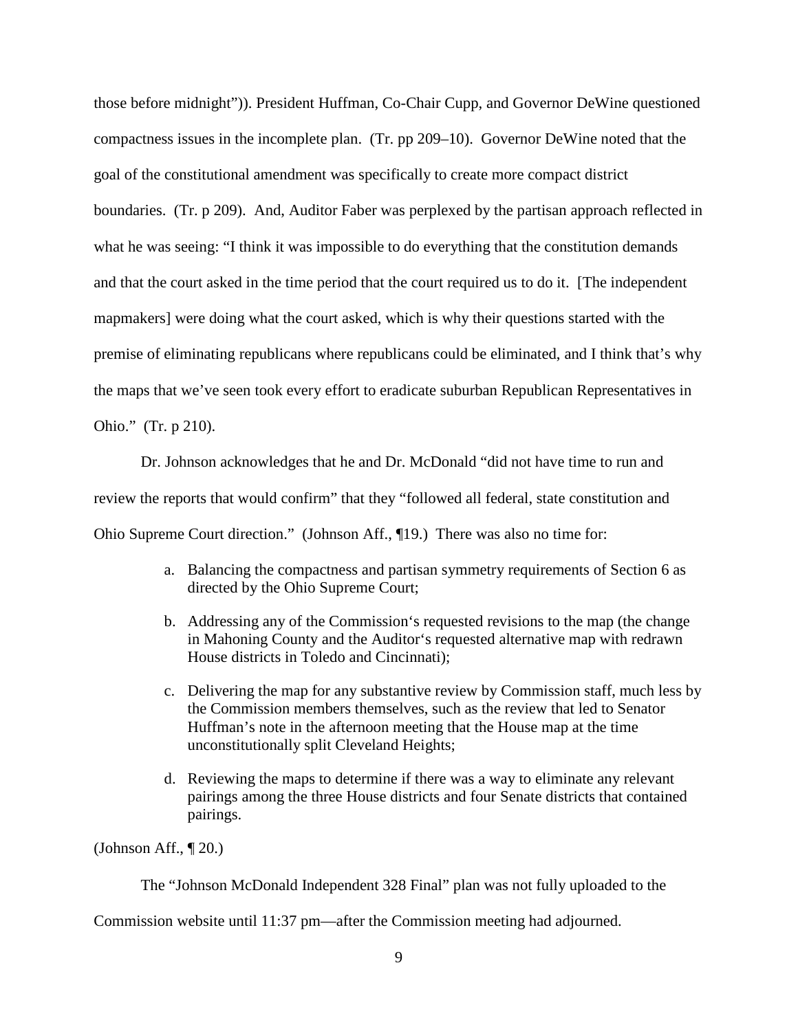those before midnight")). President Huffman, Co-Chair Cupp, and Governor DeWine questioned compactness issues in the incomplete plan. (Tr. pp 209–10). Governor DeWine noted that the goal of the constitutional amendment was specifically to create more compact district boundaries. (Tr. p 209). And, Auditor Faber was perplexed by the partisan approach reflected in what he was seeing: "I think it was impossible to do everything that the constitution demands and that the court asked in the time period that the court required us to do it. [The independent mapmakers] were doing what the court asked, which is why their questions started with the premise of eliminating republicans where republicans could be eliminated, and I think that's why the maps that we've seen took every effort to eradicate suburban Republican Representatives in Ohio." (Tr. p 210).

Dr. Johnson acknowledges that he and Dr. McDonald "did not have time to run and review the reports that would confirm" that they "followed all federal, state constitution and Ohio Supreme Court direction." (Johnson Aff., ¶19.) There was also no time for:

a. Balancing the compactness and partisan symmetry requirements of Section 6 as directed by the Ohio Supreme Court;

b. Addressing any of the Commission's requested revisions to the map (the change in Mahoning County and the Auditor's requested alternative map with redrawn House districts in Toledo and Cincinnati);

c. Delivering the map for any substantive review by Commission staff, much less by the Commission members themselves, such as the review that led to Senator Huffman's note in the afternoon meeting that the House map at the time unconstitutionally split Cleveland Heights;

d. Reviewing the maps to determine if there was a way to eliminate any relevant pairings among the three House districts and four Senate districts that contained pairings.

(Johnson Aff., ¶ 20.)

The "Johnson McDonald Independent 328 Final" plan was not fully uploaded to the Commission website until 11:37 pm—after the Commission meeting had adjourned.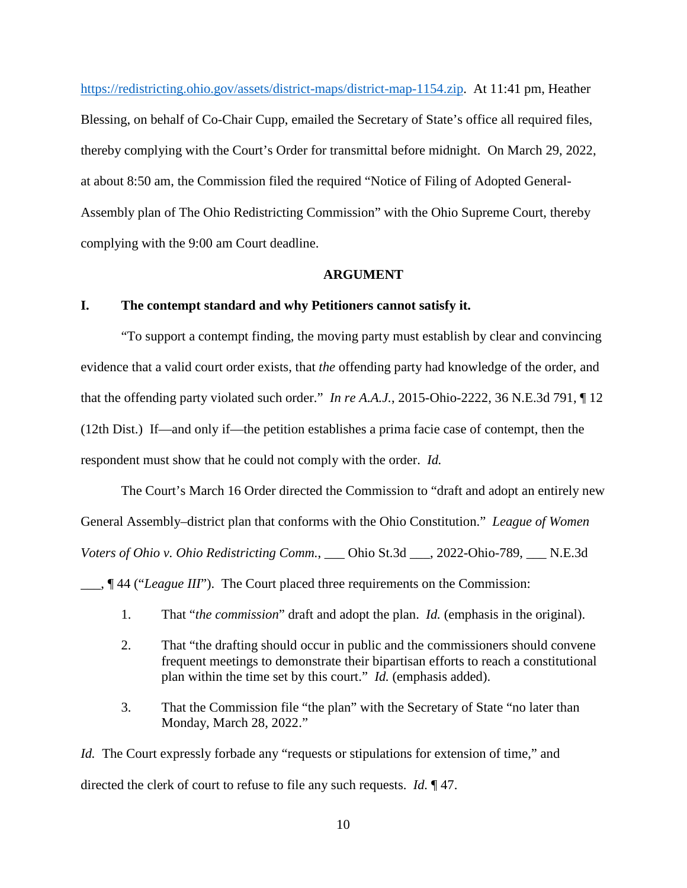https://redistricting.ohio.gov/assets/district-maps/district-map-1154.zip. At 11:41 pm, Heather Blessing, on behalf of Co-Chair Cupp, emailed the Secretary of State's office all required files, thereby complying with the Court's Order for transmittal before midnight. On March 29, 2022, at about 8:50 am, the Commission filed the required "Notice of Filing of Adopted General-Assembly plan of The Ohio Redistricting Commission" with the Ohio Supreme Court, thereby complying with the 9:00 am Court deadline.

## ARGUMENT

### I. The contempt standard and why Petitioners cannot satisfy it.

"To support a contempt finding, the moving party must establish by clear and convincing evidence that a valid court order exists, that *the* offending party had knowledge of the order, and that the offending party violated such order." *In re A.A.J.*, 2015-Ohio-2222, 36 N.E.3d 791, ¶ 12 (12th Dist.) If—and only if—the petition establishes a prima facie case of contempt, then the respondent must show that he could not comply with the order. *Id.*

The Court's March 16 Order directed the Commission to "draft and adopt an entirely new General Assembly–district plan that conforms with the Ohio Constitution." *League of Women Voters of Ohio v. Ohio Redistricting Comm.*, ___ Ohio St.3d ___, 2022-Ohio-789, ___ N.E.3d ___, ¶ 44 ("*League III*"). The Court placed three requirements on the Commission:

1. That "*the commission*" draft and adopt the plan. *Id.* (emphasis in the original).

2. That "the drafting should occur in public and the commissioners should convene frequent meetings to demonstrate their bipartisan efforts to reach a constitutional plan within the time set by this court." *Id.* (emphasis added).

3. That the Commission file "the plan" with the Secretary of State "no later than Monday, March 28, 2022."

*Id.* The Court expressly forbade any "requests or stipulations for extension of time," and directed the clerk of court to refuse to file any such requests. *Id.* ¶ 47.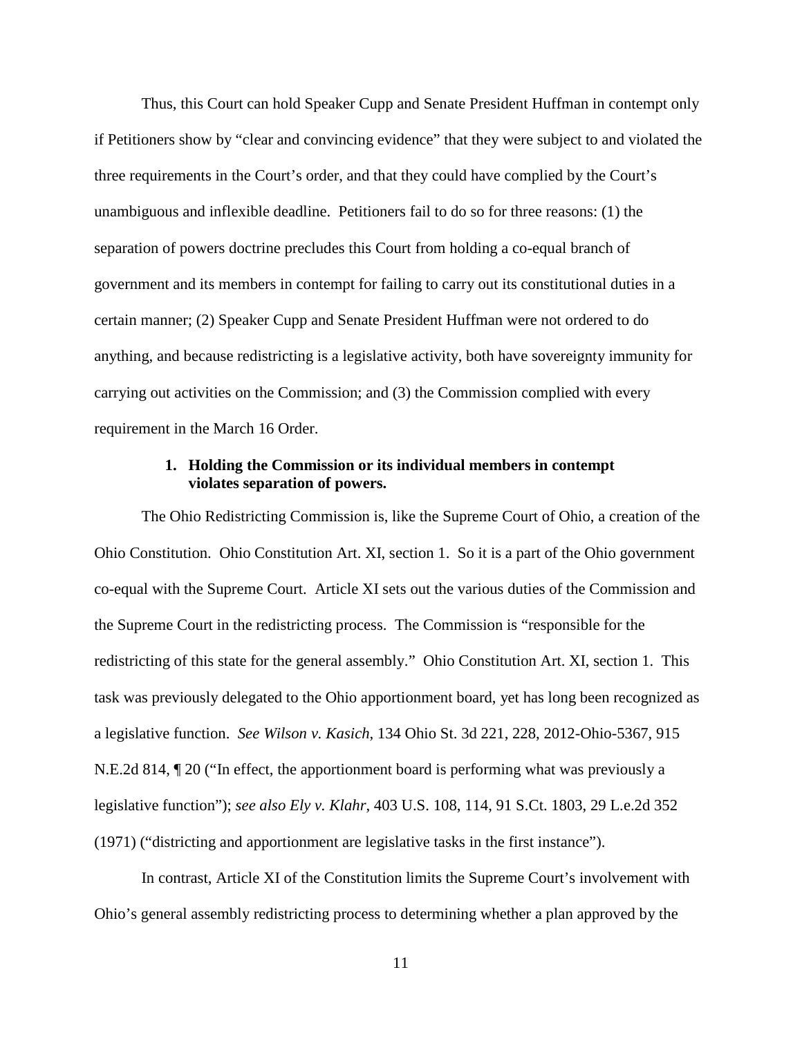Thus, this Court can hold Speaker Cupp and Senate President Huffman in contempt only if Petitioners show by "clear and convincing evidence" that they were subject to and violated the three requirements in the Court's order, and that they could have complied by the Court's unambiguous and inflexible deadline. Petitioners fail to do so for three reasons: (1) the separation of powers doctrine precludes this Court from holding a co-equal branch of government and its members in contempt for failing to carry out its constitutional duties in a certain manner; (2) Speaker Cupp and Senate President Huffman were not ordered to do anything, and because redistricting is a legislative activity, both have sovereignty immunity for carrying out activities on the Commission; and (3) the Commission complied with every requirement in the March 16 Order.

### 1. Holding the Commission or its individual members in contempt violates separation of powers.

The Ohio Redistricting Commission is, like the Supreme Court of Ohio, a creation of the Ohio Constitution. Ohio Constitution Art. XI, section 1. So it is a part of the Ohio government co-equal with the Supreme Court. Article XI sets out the various duties of the Commission and the Supreme Court in the redistricting process. The Commission is "responsible for the redistricting of this state for the general assembly." Ohio Constitution Art. XI, section 1. This task was previously delegated to the Ohio apportionment board, yet has long been recognized as a legislative function. *See Wilson v. Kasich*, 134 Ohio St. 3d 221, 228, 2012-Ohio-5367, 915 N.E.2d 814, ¶ 20 ("In effect, the apportionment board is performing what was previously a legislative function"); *see also Ely v. Klahr*, 403 U.S. 108, 114, 91 S.Ct. 1803, 29 L.e.2d 352 (1971) ("districting and apportionment are legislative tasks in the first instance").

In contrast, Article XI of the Constitution limits the Supreme Court's involvement with Ohio's general assembly redistricting process to determining whether a plan approved by the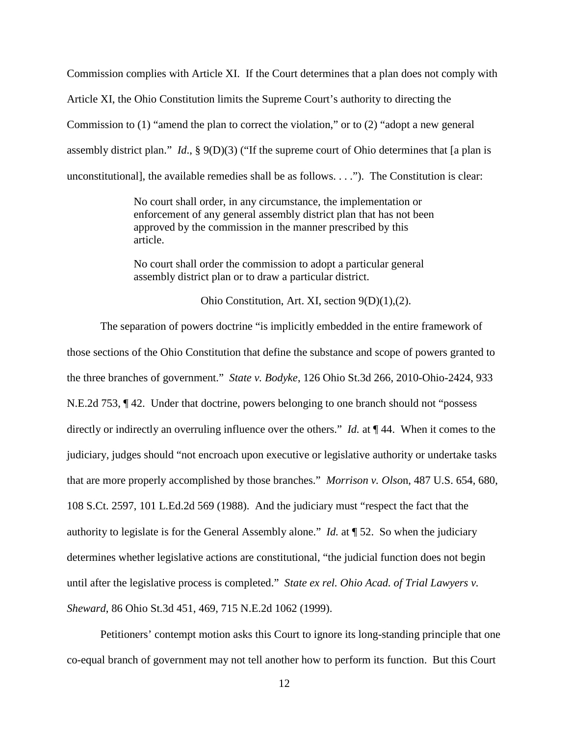Commission complies with Article XI. If the Court determines that a plan does not comply with Article XI, the Ohio Constitution limits the Supreme Court's authority to directing the Commission to (1) "amend the plan to correct the violation," or to (2) "adopt a new general assembly district plan." *Id*., § 9(D)(3) ("If the supreme court of Ohio determines that [a plan is unconstitutional], the available remedies shall be as follows. . . ."). The Constitution is clear:

> No court shall order, in any circumstance, the implementation or enforcement of any general assembly district plan that has not been approved by the commission in the manner prescribed by this article.
>
> No court shall order the commission to adopt a particular general assembly district plan or to draw a particular district.
>
> Ohio Constitution, Art. XI, section 9(D)(1),(2).

The separation of powers doctrine "is implicitly embedded in the entire framework of those sections of the Ohio Constitution that define the substance and scope of powers granted to the three branches of government." *State v. Bodyke*, 126 Ohio St.3d 266, 2010-Ohio-2424, 933 N.E.2d 753, ¶ 42. Under that doctrine, powers belonging to one branch should not "possess directly or indirectly an overruling influence over the others." *Id.* at ¶ 44. When it comes to the judiciary, judges should "not encroach upon executive or legislative authority or undertake tasks that are more properly accomplished by those branches." *Morrison v. Olson*, 487 U.S. 654, 680, 108 S.Ct. 2597, 101 L.Ed.2d 569 (1988). And the judiciary must "respect the fact that the authority to legislate is for the General Assembly alone." *Id.* at ¶ 52. So when the judiciary determines whether legislative actions are constitutional, "the judicial function does not begin until after the legislative process is completed." *State ex rel. Ohio Acad. of Trial Lawyers v. Sheward*, 86 Ohio St.3d 451, 469, 715 N.E.2d 1062 (1999).

Petitioners' contempt motion asks this Court to ignore its long-standing principle that one co-equal branch of government may not tell another how to perform its function. But this Court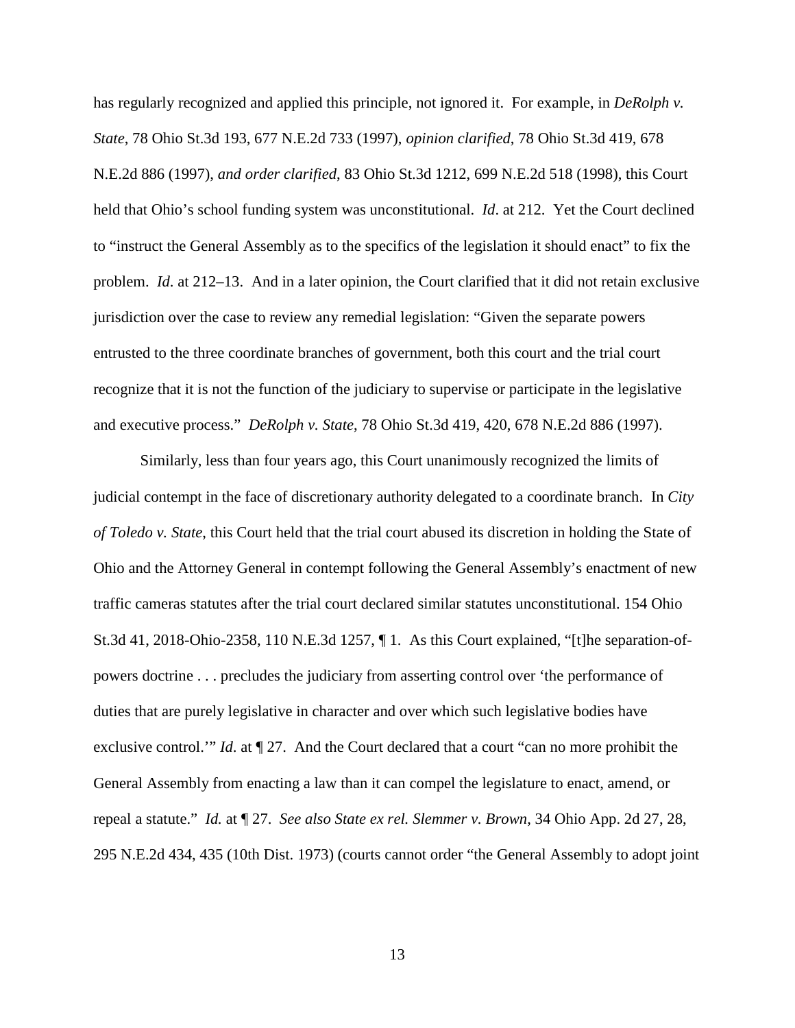has regularly recognized and applied this principle, not ignored it. For example, in *DeRolph v. State*, 78 Ohio St.3d 193, 677 N.E.2d 733 (1997), *opinion clarified*, 78 Ohio St.3d 419, 678 N.E.2d 886 (1997), *and order clarified*, 83 Ohio St.3d 1212, 699 N.E.2d 518 (1998), this Court held that Ohio's school funding system was unconstitutional. *Id*. at 212. Yet the Court declined to "instruct the General Assembly as to the specifics of the legislation it should enact" to fix the problem. *Id*. at 212–13. And in a later opinion, the Court clarified that it did not retain exclusive jurisdiction over the case to review any remedial legislation: "Given the separate powers entrusted to the three coordinate branches of government, both this court and the trial court recognize that it is not the function of the judiciary to supervise or participate in the legislative and executive process." *DeRolph v. State*, 78 Ohio St.3d 419, 420, 678 N.E.2d 886 (1997).

Similarly, less than four years ago, this Court unanimously recognized the limits of judicial contempt in the face of discretionary authority delegated to a coordinate branch. In *City of Toledo v. State*, this Court held that the trial court abused its discretion in holding the State of Ohio and the Attorney General in contempt following the General Assembly's enactment of new traffic cameras statutes after the trial court declared similar statutes unconstitutional. 154 Ohio St.3d 41, 2018-Ohio-2358, 110 N.E.3d 1257, ¶ 1. As this Court explained, "[t]he separation-of-powers doctrine . . . precludes the judiciary from asserting control over 'the performance of duties that are purely legislative in character and over which such legislative bodies have exclusive control.'" *Id*. at ¶ 27. And the Court declared that a court "can no more prohibit the General Assembly from enacting a law than it can compel the legislature to enact, amend, or repeal a statute." *Id.* at ¶ 27. *See also State ex rel. Slemmer v. Brown*, 34 Ohio App. 2d 27, 28, 295 N.E.2d 434, 435 (10th Dist. 1973) (courts cannot order "the General Assembly to adopt joint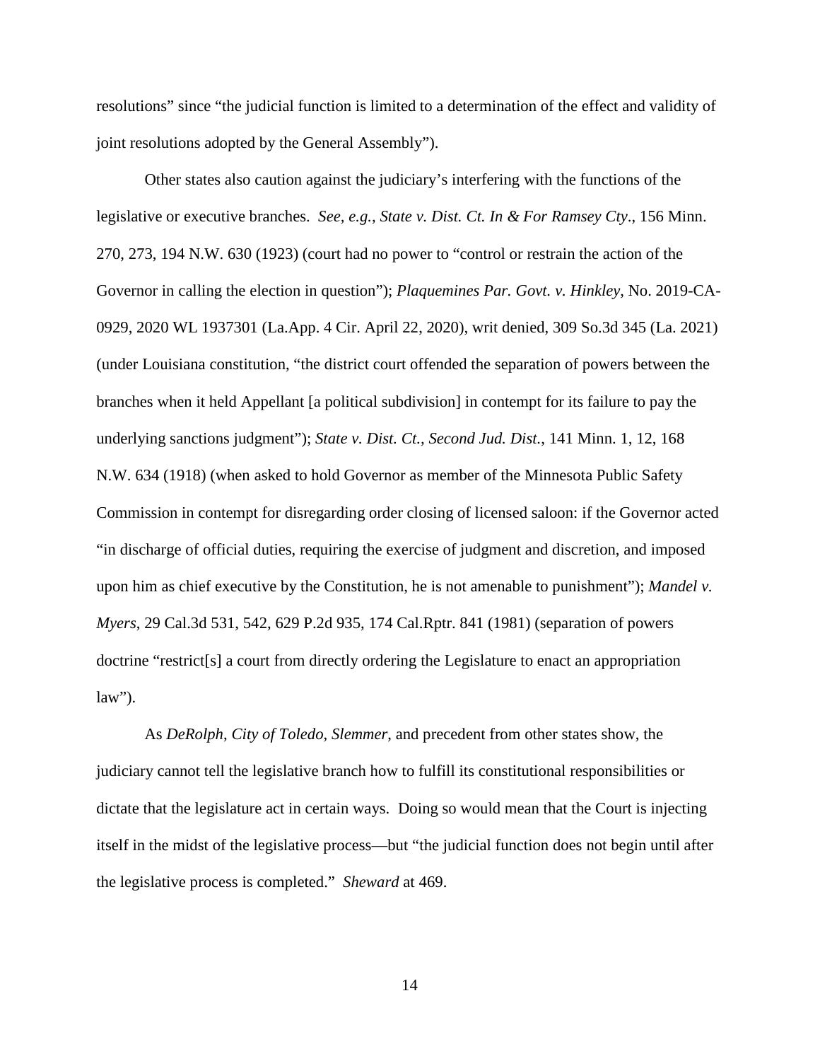resolutions" since "the judicial function is limited to a determination of the effect and validity of joint resolutions adopted by the General Assembly").

Other states also caution against the judiciary's interfering with the functions of the legislative or executive branches. *See, e.g.*, *State v. Dist. Ct. In & For Ramsey Cty*., 156 Minn. 270, 273, 194 N.W. 630 (1923) (court had no power to "control or restrain the action of the Governor in calling the election in question"); *Plaquemines Par. Govt. v. Hinkley*, No. 2019-CA-0929, 2020 WL 1937301 (La.App. 4 Cir. April 22, 2020), writ denied, 309 So.3d 345 (La. 2021) (under Louisiana constitution, "the district court offended the separation of powers between the branches when it held Appellant [a political subdivision] in contempt for its failure to pay the underlying sanctions judgment"); *State v. Dist. Ct., Second Jud. Dist.*, 141 Minn. 1, 12, 168 N.W. 634 (1918) (when asked to hold Governor as member of the Minnesota Public Safety Commission in contempt for disregarding order closing of licensed saloon: if the Governor acted "in discharge of official duties, requiring the exercise of judgment and discretion, and imposed upon him as chief executive by the Constitution, he is not amenable to punishment"); *Mandel v. Myers*, 29 Cal.3d 531, 542, 629 P.2d 935, 174 Cal.Rptr. 841 (1981) (separation of powers doctrine "restrict[s] a court from directly ordering the Legislature to enact an appropriation law").

As *DeRolph*, *City of Toledo*, *Slemmer*, and precedent from other states show, the judiciary cannot tell the legislative branch how to fulfill its constitutional responsibilities or dictate that the legislature act in certain ways. Doing so would mean that the Court is injecting itself in the midst of the legislative process—but "the judicial function does not begin until after the legislative process is completed." *Sheward* at 469.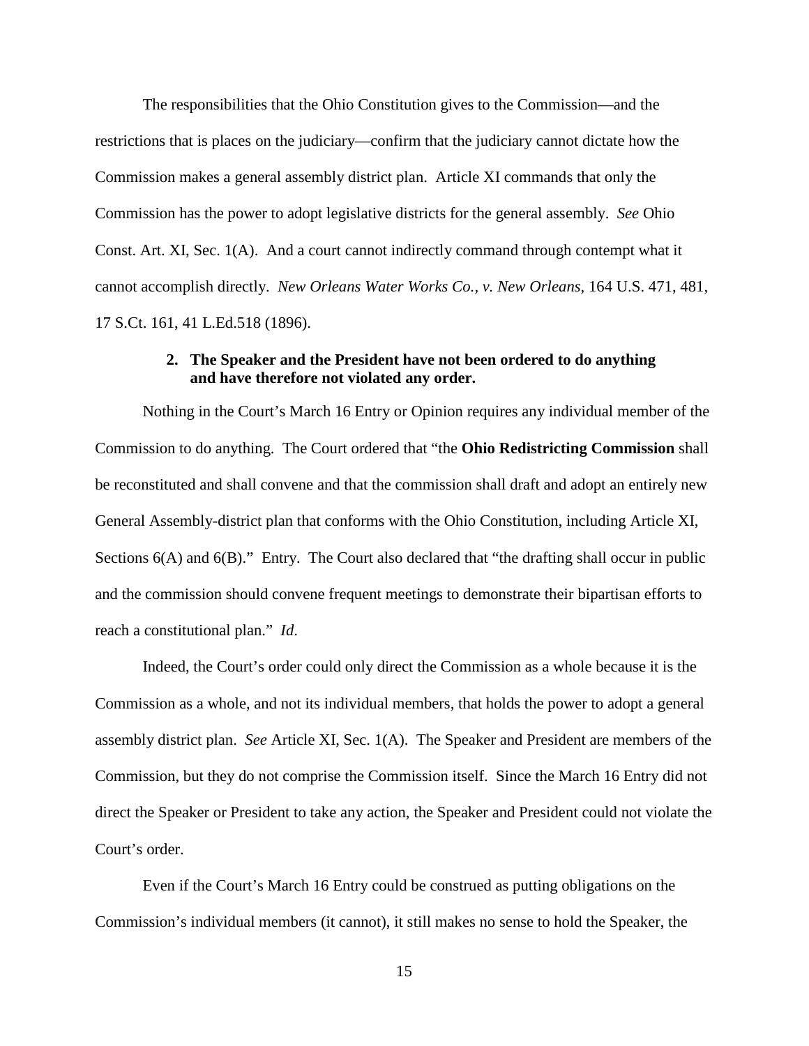The responsibilities that the Ohio Constitution gives to the Commission—and the restrictions that is places on the judiciary—confirm that the judiciary cannot dictate how the Commission makes a general assembly district plan. Article XI commands that only the Commission has the power to adopt legislative districts for the general assembly. *See* Ohio Const. Art. XI, Sec. 1(A). And a court cannot indirectly command through contempt what it cannot accomplish directly. *New Orleans Water Works Co., v. New Orleans*, 164 U.S. 471, 481, 17 S.Ct. 161, 41 L.Ed.518 (1896).

**2. The Speaker and the President have not been ordered to do anything and have therefore not violated any order.**

Nothing in the Court's March 16 Entry or Opinion requires any individual member of the Commission to do anything. The Court ordered that "the **Ohio Redistricting Commission** shall be reconstituted and shall convene and that the commission shall draft and adopt an entirely new General Assembly-district plan that conforms with the Ohio Constitution, including Article XI, Sections 6(A) and 6(B)." Entry. The Court also declared that "the drafting shall occur in public and the commission should convene frequent meetings to demonstrate their bipartisan efforts to reach a constitutional plan." *Id.*

Indeed, the Court's order could only direct the Commission as a whole because it is the Commission as a whole, and not its individual members, that holds the power to adopt a general assembly district plan. *See* Article XI, Sec. 1(A). The Speaker and President are members of the Commission, but they do not comprise the Commission itself. Since the March 16 Entry did not direct the Speaker or President to take any action, the Speaker and President could not violate the Court's order.

Even if the Court's March 16 Entry could be construed as putting obligations on the Commission's individual members (it cannot), it still makes no sense to hold the Speaker, the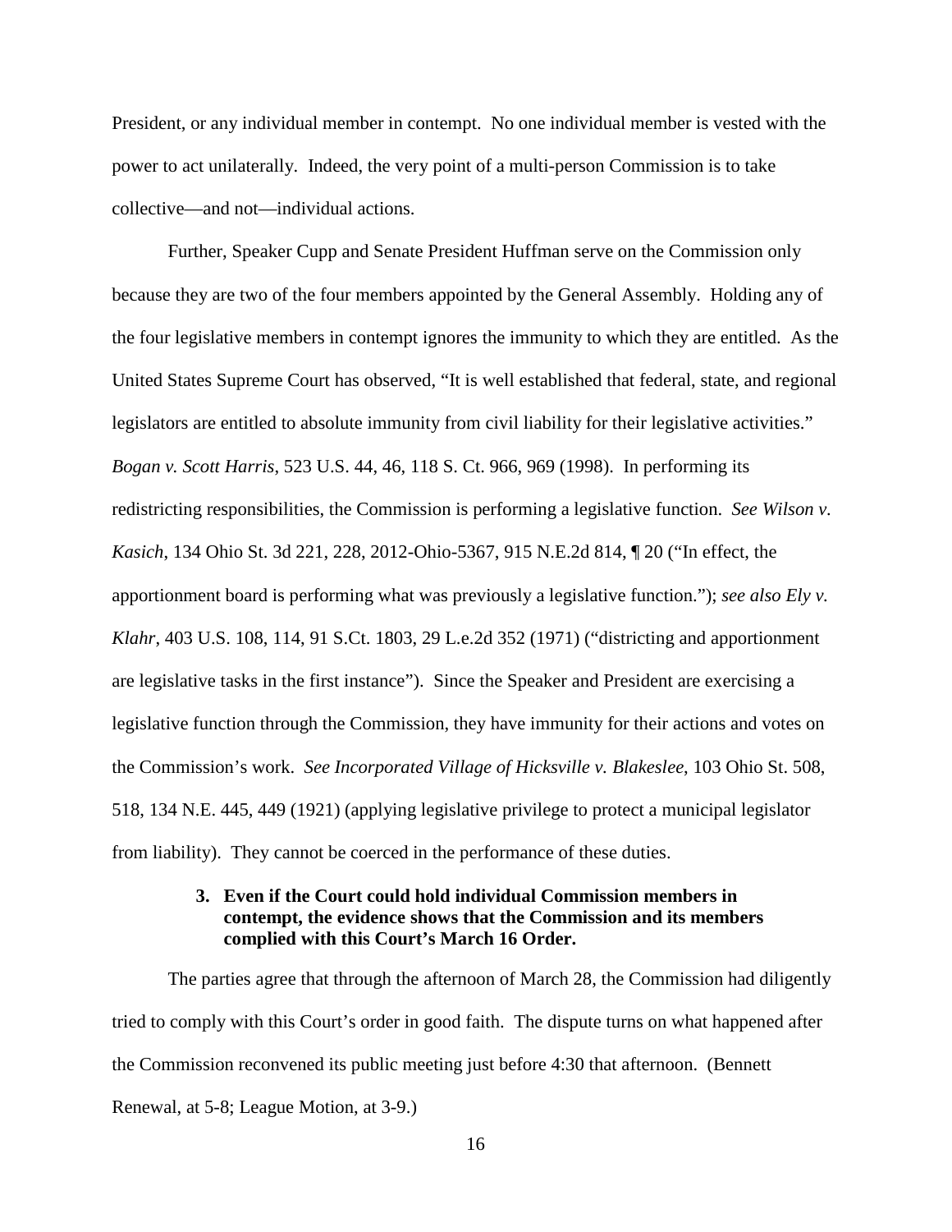President, or any individual member in contempt. No one individual member is vested with the power to act unilaterally. Indeed, the very point of a multi-person Commission is to take collective—and not—individual actions.

Further, Speaker Cupp and Senate President Huffman serve on the Commission only because they are two of the four members appointed by the General Assembly. Holding any of the four legislative members in contempt ignores the immunity to which they are entitled. As the United States Supreme Court has observed, "It is well established that federal, state, and regional legislators are entitled to absolute immunity from civil liability for their legislative activities." *Bogan v. Scott Harris*, 523 U.S. 44, 46, 118 S. Ct. 966, 969 (1998). In performing its redistricting responsibilities, the Commission is performing a legislative function. *See Wilson v. Kasich*, 134 Ohio St. 3d 221, 228, 2012-Ohio-5367, 915 N.E.2d 814, ¶ 20 ("In effect, the apportionment board is performing what was previously a legislative function."); *see also Ely v. Klahr*, 403 U.S. 108, 114, 91 S.Ct. 1803, 29 L.e.2d 352 (1971) ("districting and apportionment are legislative tasks in the first instance"). Since the Speaker and President are exercising a legislative function through the Commission, they have immunity for their actions and votes on the Commission's work. *See Incorporated Village of Hicksville v. Blakeslee*, 103 Ohio St. 508, 518, 134 N.E. 445, 449 (1921) (applying legislative privilege to protect a municipal legislator from liability). They cannot be coerced in the performance of these duties.

### 3. Even if the Court could hold individual Commission members in contempt, the evidence shows that the Commission and its members complied with this Court's March 16 Order.

The parties agree that through the afternoon of March 28, the Commission had diligently tried to comply with this Court's order in good faith. The dispute turns on what happened after the Commission reconvened its public meeting just before 4:30 that afternoon. (Bennett Renewal, at 5-8; League Motion, at 3-9.)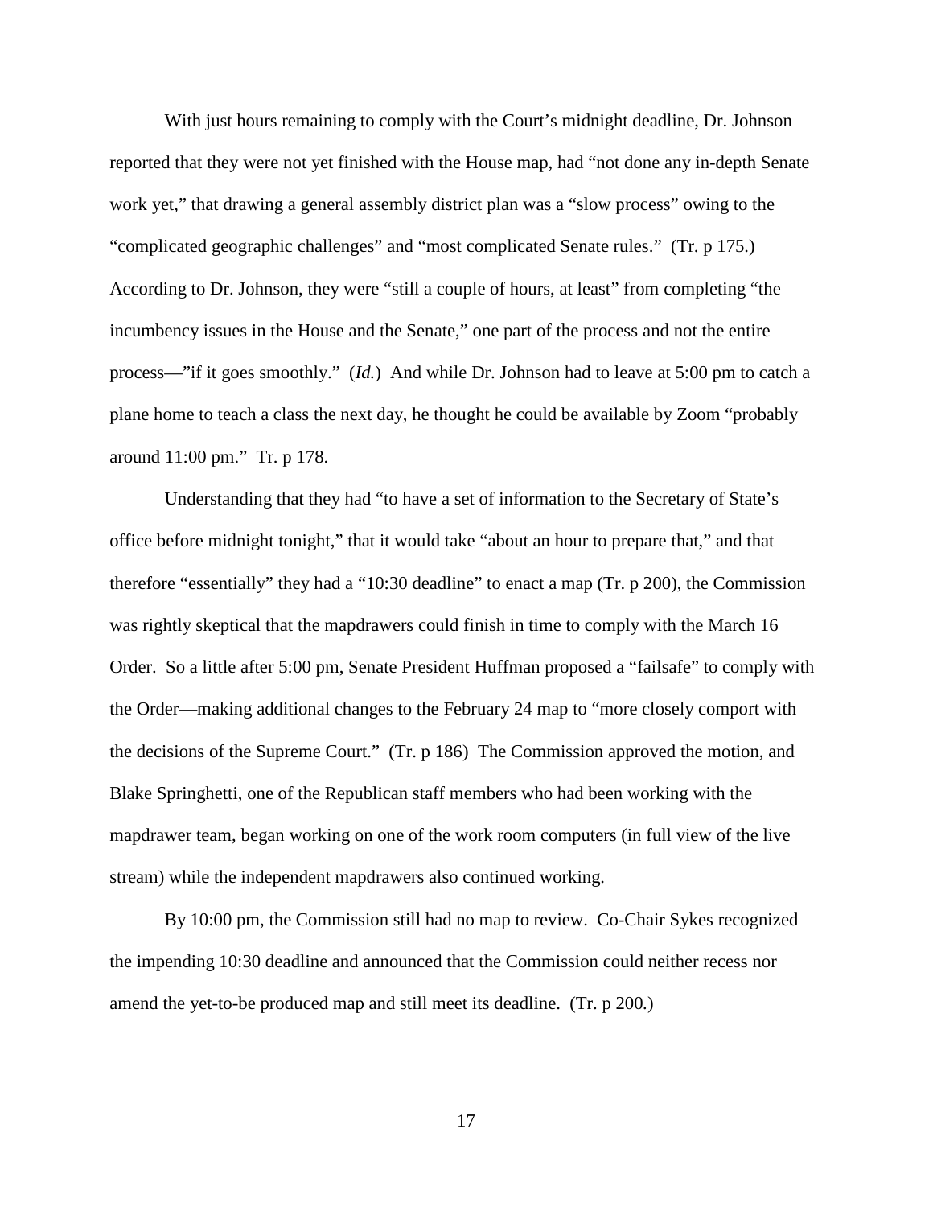With just hours remaining to comply with the Court's midnight deadline, Dr. Johnson reported that they were not yet finished with the House map, had "not done any in-depth Senate work yet," that drawing a general assembly district plan was a "slow process" owing to the "complicated geographic challenges" and "most complicated Senate rules." (Tr. p 175.) According to Dr. Johnson, they were "still a couple of hours, at least" from completing "the incumbency issues in the House and the Senate," one part of the process and not the entire process—"if it goes smoothly." (*Id.*) And while Dr. Johnson had to leave at 5:00 pm to catch a plane home to teach a class the next day, he thought he could be available by Zoom "probably around 11:00 pm." Tr. p 178.

Understanding that they had "to have a set of information to the Secretary of State's office before midnight tonight," that it would take "about an hour to prepare that," and that therefore "essentially" they had a "10:30 deadline" to enact a map (Tr. p 200), the Commission was rightly skeptical that the mapdrawers could finish in time to comply with the March 16 Order. So a little after 5:00 pm, Senate President Huffman proposed a "failsafe" to comply with the Order—making additional changes to the February 24 map to "more closely comport with the decisions of the Supreme Court." (Tr. p 186) The Commission approved the motion, and Blake Springhetti, one of the Republican staff members who had been working with the mapdrawer team, began working on one of the work room computers (in full view of the live stream) while the independent mapdrawers also continued working.

By 10:00 pm, the Commission still had no map to review. Co-Chair Sykes recognized the impending 10:30 deadline and announced that the Commission could neither recess nor amend the yet-to-be produced map and still meet its deadline. (Tr. p 200.)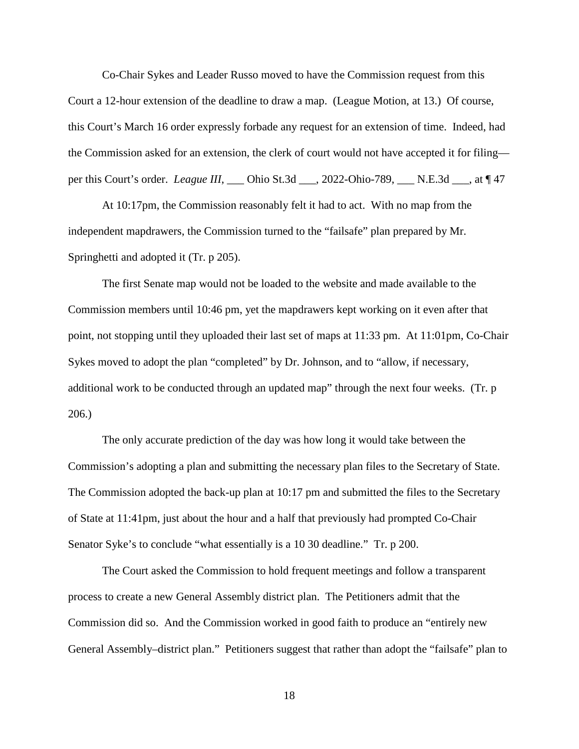Co-Chair Sykes and Leader Russo moved to have the Commission request from this Court a 12-hour extension of the deadline to draw a map. (League Motion, at 13.) Of course, this Court's March 16 order expressly forbade any request for an extension of time. Indeed, had the Commission asked for an extension, the clerk of court would not have accepted it for filing—per this Court's order. *League III*, ___ Ohio St.3d ___, 2022-Ohio-789, ___ N.E.3d ___, at ¶ 47

At 10:17pm, the Commission reasonably felt it had to act. With no map from the independent mapdrawers, the Commission turned to the "failsafe" plan prepared by Mr. Springhetti and adopted it (Tr. p 205).

The first Senate map would not be loaded to the website and made available to the Commission members until 10:46 pm, yet the mapdrawers kept working on it even after that point, not stopping until they uploaded their last set of maps at 11:33 pm. At 11:01pm, Co-Chair Sykes moved to adopt the plan "completed" by Dr. Johnson, and to "allow, if necessary, additional work to be conducted through an updated map" through the next four weeks. (Tr. p 206.)

The only accurate prediction of the day was how long it would take between the Commission's adopting a plan and submitting the necessary plan files to the Secretary of State. The Commission adopted the back-up plan at 10:17 pm and submitted the files to the Secretary of State at 11:41pm, just about the hour and a half that previously had prompted Co-Chair Senator Syke's to conclude "what essentially is a 10 30 deadline." Tr. p 200.

The Court asked the Commission to hold frequent meetings and follow a transparent process to create a new General Assembly district plan. The Petitioners admit that the Commission did so. And the Commission worked in good faith to produce an "entirely new General Assembly–district plan." Petitioners suggest that rather than adopt the "failsafe" plan to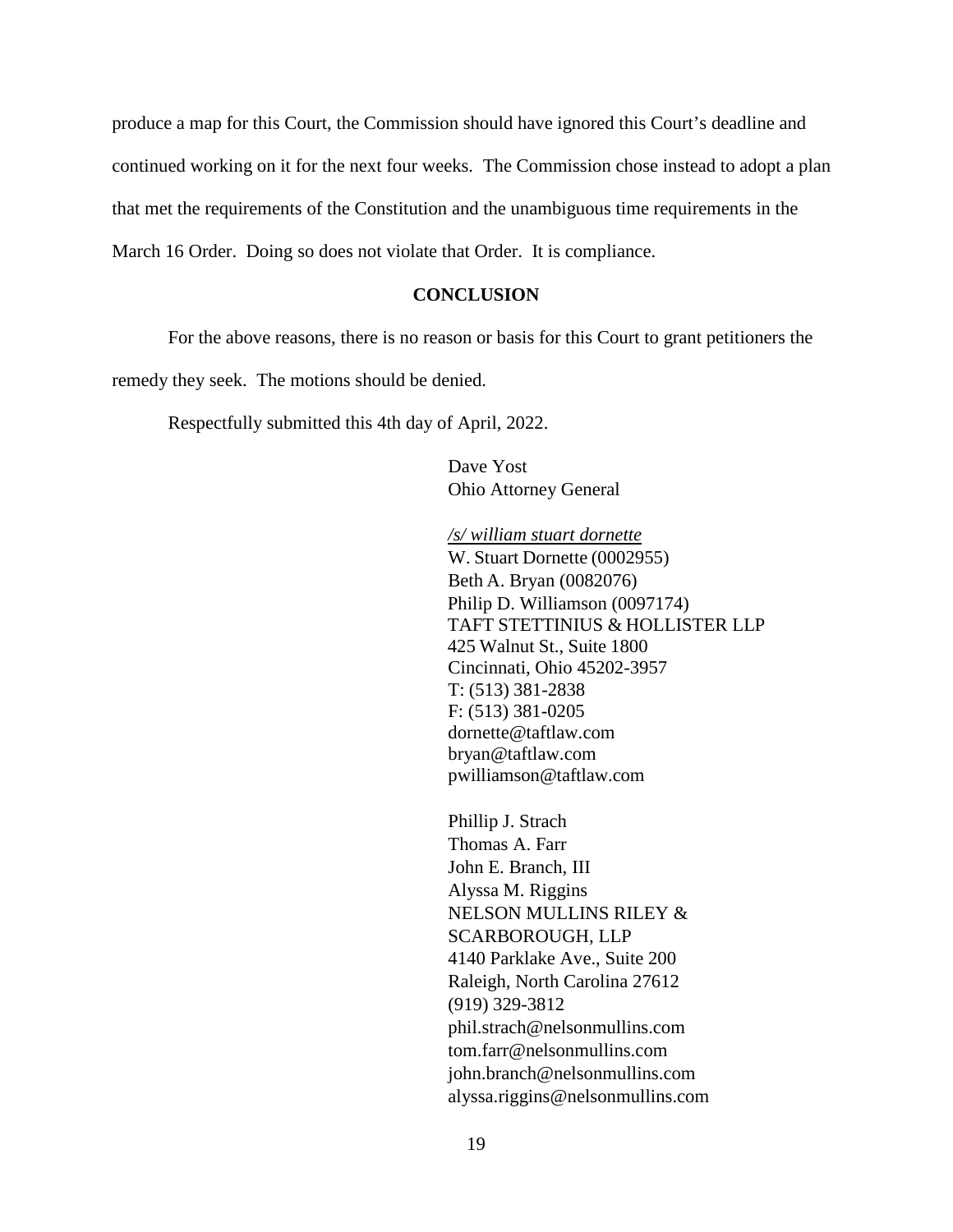produce a map for this Court, the Commission should have ignored this Court's deadline and continued working on it for the next four weeks. The Commission chose instead to adopt a plan that met the requirements of the Constitution and the unambiguous time requirements in the March 16 Order. Doing so does not violate that Order. It is compliance.

## CONCLUSION

For the above reasons, there is no reason or basis for this Court to grant petitioners the remedy they seek. The motions should be denied.

Respectfully submitted this 4th day of April, 2022.

Dave Yost
Ohio Attorney General

*/s/ william stuart dornette*
W. Stuart Dornette (0002955)
Beth A. Bryan (0082076)
Philip D. Williamson (0097174)
TAFT STETTINIUS & HOLLISTER LLP
425 Walnut St., Suite 1800
Cincinnati, Ohio 45202-3957
T: (513) 381-2838
F: (513) 381-0205
dornette@taftlaw.com
bryan@taftlaw.com
pwilliamson@taftlaw.com

Phillip J. Strach
Thomas A. Farr
John E. Branch, III
Alyssa M. Riggins
NELSON MULLINS RILEY & SCARBOROUGH, LLP
4140 Parklake Ave., Suite 200
Raleigh, North Carolina 27612
(919) 329-3812
phil.strach@nelsonmullins.com
tom.farr@nelsonmullins.com
john.branch@nelsonmullins.com
alyssa.riggins@nelsonmullins.com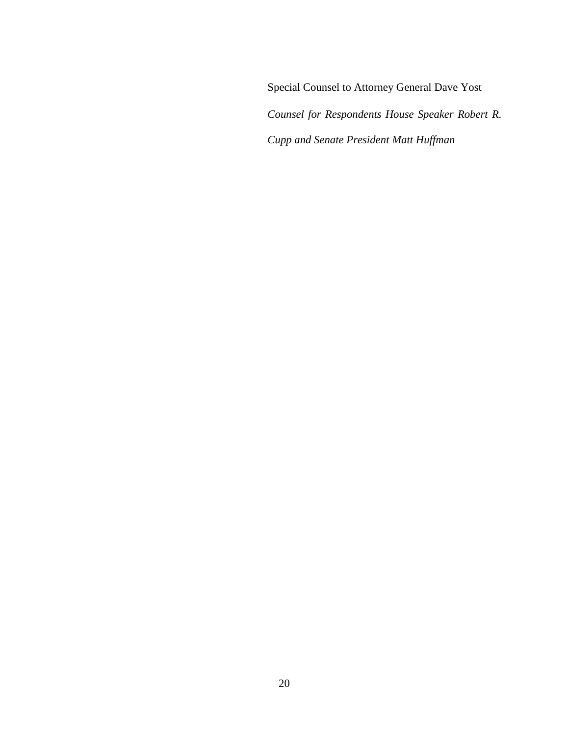Special Counsel to Attorney General Dave Yost

*Counsel for Respondents House Speaker Robert R. Cupp and Senate President Matt Huffman*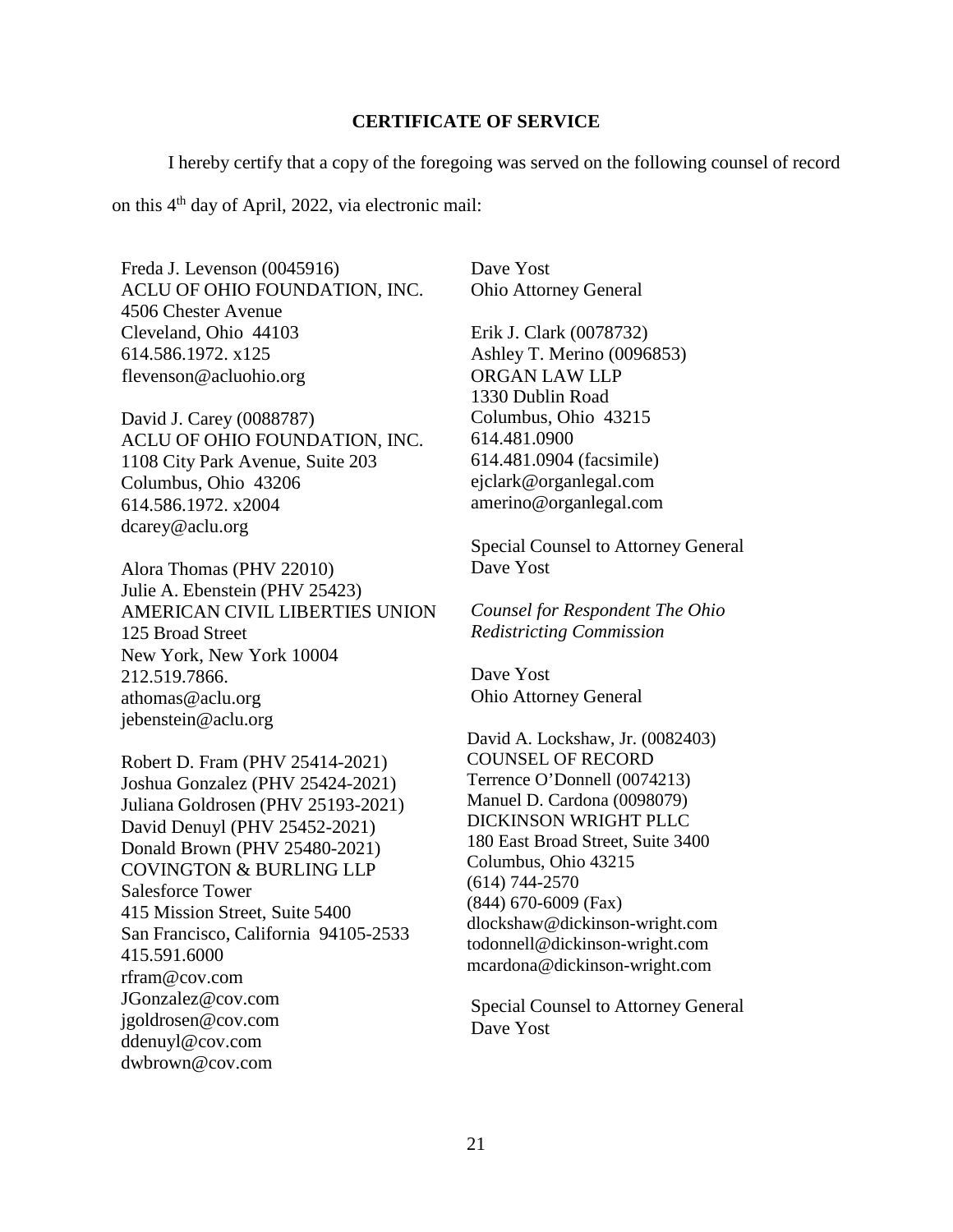## CERTIFICATE OF SERVICE

I hereby certify that a copy of the foregoing was served on the following counsel of record on this 4th day of April, 2022, via electronic mail:

Freda J. Levenson (0045916)
ACLU OF OHIO FOUNDATION, INC.
4506 Chester Avenue
Cleveland, Ohio 44103
614.586.1972. x125
flevenson@acluohio.org

David J. Carey (0088787)
ACLU OF OHIO FOUNDATION, INC.
1108 City Park Avenue, Suite 203
Columbus, Ohio 43206
614.586.1972. x2004
dcarey@aclu.org

Alora Thomas (PHV 22010)
Julie A. Ebenstein (PHV 25423)
AMERICAN CIVIL LIBERTIES UNION
125 Broad Street
New York, New York 10004
212.519.7866.
athomas@aclu.org
jebenstein@aclu.org

Robert D. Fram (PHV 25414-2021)
Joshua Gonzalez (PHV 25424-2021)
Juliana Goldrosen (PHV 25193-2021)
David Denuyl (PHV 25452-2021)
Donald Brown (PHV 25480-2021)
COVINGTON & BURLING LLP
Salesforce Tower
415 Mission Street, Suite 5400
San Francisco, California 94105-2533
415.591.6000
rfram@cov.com
JGonzalez@cov.com
jgoldrosen@cov.com
ddenuyl@cov.com
dwbrown@cov.com

Dave Yost
Ohio Attorney General

Erik J. Clark (0078732)
Ashley T. Merino (0096853)
ORGAN LAW LLP
1330 Dublin Road
Columbus, Ohio 43215
614.481.0900
614.481.0904 (facsimile)
ejclark@organlegal.com
amerino@organlegal.com

Special Counsel to Attorney General Dave Yost

*Counsel for Respondent The Ohio Redistricting Commission*

Dave Yost
Ohio Attorney General

David A. Lockshaw, Jr. (0082403)
COUNSEL OF RECORD
Terrence O'Donnell (0074213)
Manuel D. Cardona (0098079)
DICKINSON WRIGHT PLLC
180 East Broad Street, Suite 3400
Columbus, Ohio 43215
(614) 744-2570
(844) 670-6009 (Fax)
dlockshaw@dickinson-wright.com
todonnell@dickinson-wright.com
mcardona@dickinson-wright.com

Special Counsel to Attorney General Dave Yost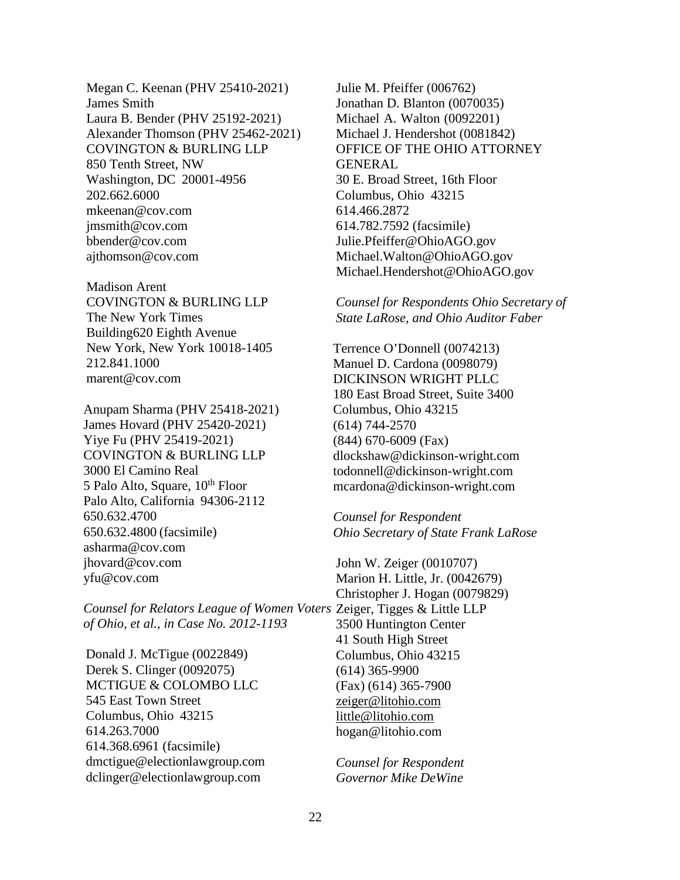Megan C. Keenan (PHV 25410-2021)
James Smith
Laura B. Bender (PHV 25192-2021)
Alexander Thomson (PHV 25462-2021)
COVINGTON & BURLING LLP
850 Tenth Street, NW
Washington, DC 20001-4956
202.662.6000
mkeenan@cov.com
jmsmith@cov.com
bbender@cov.com
ajthomson@cov.com

Madison Arent
COVINGTON & BURLING LLP
The New York Times
Building620 Eighth Avenue
New York, New York 10018-1405
212.841.1000
marent@cov.com

Anupam Sharma (PHV 25418-2021)
James Hovard (PHV 25420-2021)
Yiye Fu (PHV 25419-2021)
COVINGTON & BURLING LLP
3000 El Camino Real
5 Palo Alto, Square, 10th Floor
Palo Alto, California 94306-2112
650.632.4700
650.632.4800 (facsimile)
asharma@cov.com
jhovard@cov.com
yfu@cov.com

*Counsel for Relators League of Women Voters of Ohio, et al., in Case No. 2012-1193*

Donald J. McTigue (0022849)
Derek S. Clinger (0092075)
MCTIGUE & COLOMBO LLC
545 East Town Street
Columbus, Ohio 43215
614.263.7000
614.368.6961 (facsimile)
dmctigue@electionlawgroup.com
dclinger@electionlawgroup.com

Julie M. Pfeiffer (006762)
Jonathan D. Blanton (0070035)
Michael A. Walton (0092201)
Michael J. Hendershot (0081842)
OFFICE OF THE OHIO ATTORNEY GENERAL
30 E. Broad Street, 16th Floor
Columbus, Ohio 43215
614.466.2872
614.782.7592 (facsimile)
Julie.Pfeiffer@OhioAGO.gov
Michael.Walton@OhioAGO.gov
Michael.Hendershot@OhioAGO.gov

*Counsel for Respondents Ohio Secretary of State LaRose, and Ohio Auditor Faber*

Terrence O'Donnell (0074213)
Manuel D. Cardona (0098079)
DICKINSON WRIGHT PLLC
180 East Broad Street, Suite 3400
Columbus, Ohio 43215
(614) 744-2570
(844) 670-6009 (Fax)
dlockshaw@dickinson-wright.com
todonnell@dickinson-wright.com
mcardona@dickinson-wright.com

*Counsel for Respondent Ohio Secretary of State Frank LaRose*

John W. Zeiger (0010707)
Marion H. Little, Jr. (0042679)
Christopher J. Hogan (0079829)
Zeiger, Tigges & Little LLP
3500 Huntington Center
41 South High Street
Columbus, Ohio 43215
(614) 365-9900
(Fax) (614) 365-7900
zeiger@litohio.com
little@litohio.com
hogan@litohio.com

*Counsel for Respondent Governor Mike DeWine*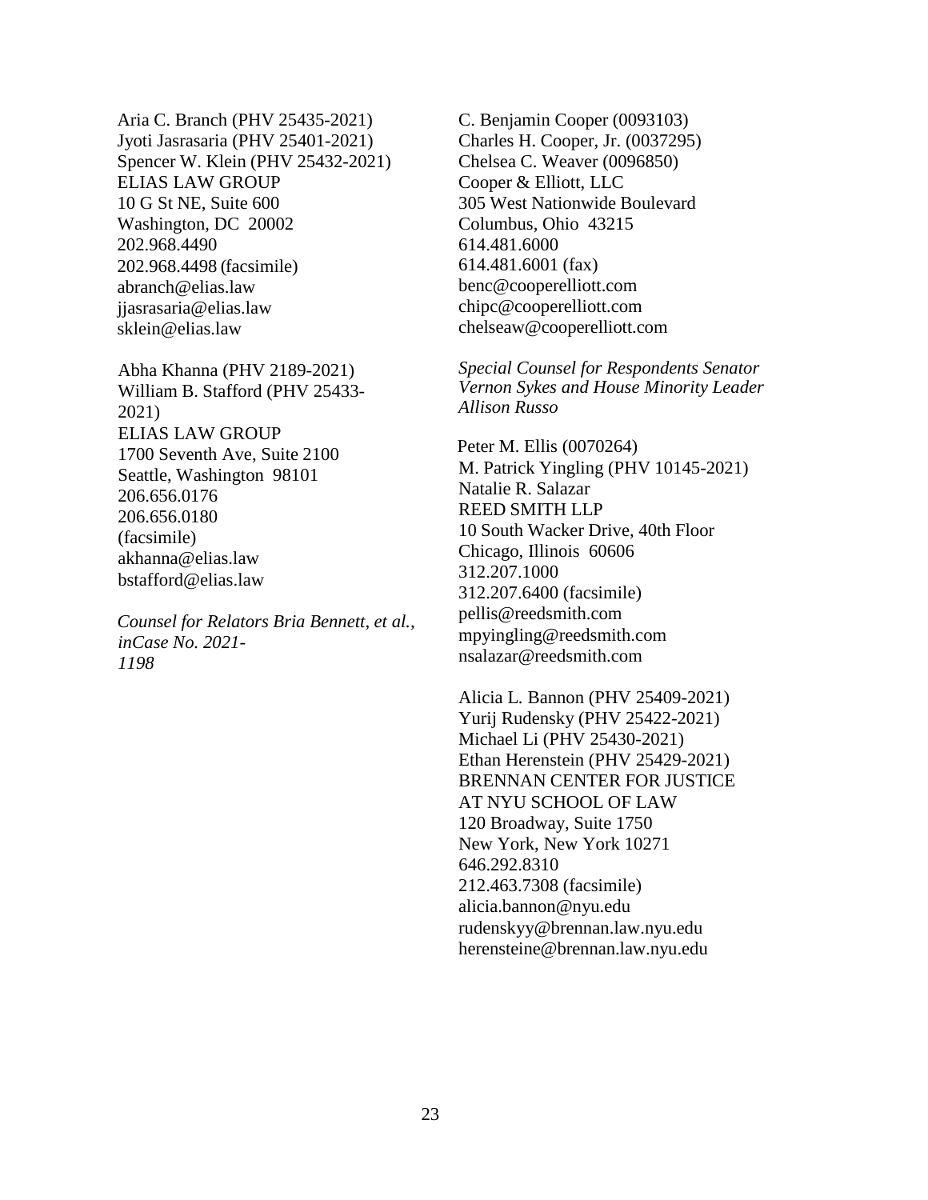Aria C. Branch (PHV 25435-2021)
Jyoti Jasrasaria (PHV 25401-2021)
Spencer W. Klein (PHV 25432-2021)
ELIAS LAW GROUP
10 G St NE, Suite 600
Washington, DC 20002
202.968.4490
202.968.4498 (facsimile)
abranch@elias.law
jjasrasaria@elias.law
sklein@elias.law

Abha Khanna (PHV 2189-2021)
William B. Stafford (PHV 25433-2021)
ELIAS LAW GROUP
1700 Seventh Ave, Suite 2100
Seattle, Washington 98101
206.656.0176
206.656.0180 (facsimile)
akhanna@elias.law
bstafford@elias.law

*Counsel for Relators Bria Bennett, et al., inCase No. 2021-1198*

C. Benjamin Cooper (0093103)
Charles H. Cooper, Jr. (0037295)
Chelsea C. Weaver (0096850)
Cooper & Elliott, LLC
305 West Nationwide Boulevard
Columbus, Ohio 43215
614.481.6000
614.481.6001 (fax)
benc@cooperelliott.com
chipc@cooperelliott.com
chelseaw@cooperelliott.com

*Special Counsel for Respondents Senator Vernon Sykes and House Minority Leader Allison Russo*

Peter M. Ellis (0070264)
M. Patrick Yingling (PHV 10145-2021)
Natalie R. Salazar
REED SMITH LLP
10 South Wacker Drive, 40th Floor
Chicago, Illinois 60606
312.207.1000
312.207.6400 (facsimile)
pellis@reedsmith.com
mpyingling@reedsmith.com
nsalazar@reedsmith.com

Alicia L. Bannon (PHV 25409-2021)
Yurij Rudensky (PHV 25422-2021)
Michael Li (PHV 25430-2021)
Ethan Herenstein (PHV 25429-2021)
BRENNAN CENTER FOR JUSTICE AT NYU SCHOOL OF LAW
120 Broadway, Suite 1750
New York, New York 10271
646.292.8310
212.463.7308 (facsimile)
alicia.bannon@nyu.edu
rudenskyy@brennan.law.nyu.edu
herensteine@brennan.law.nyu.edu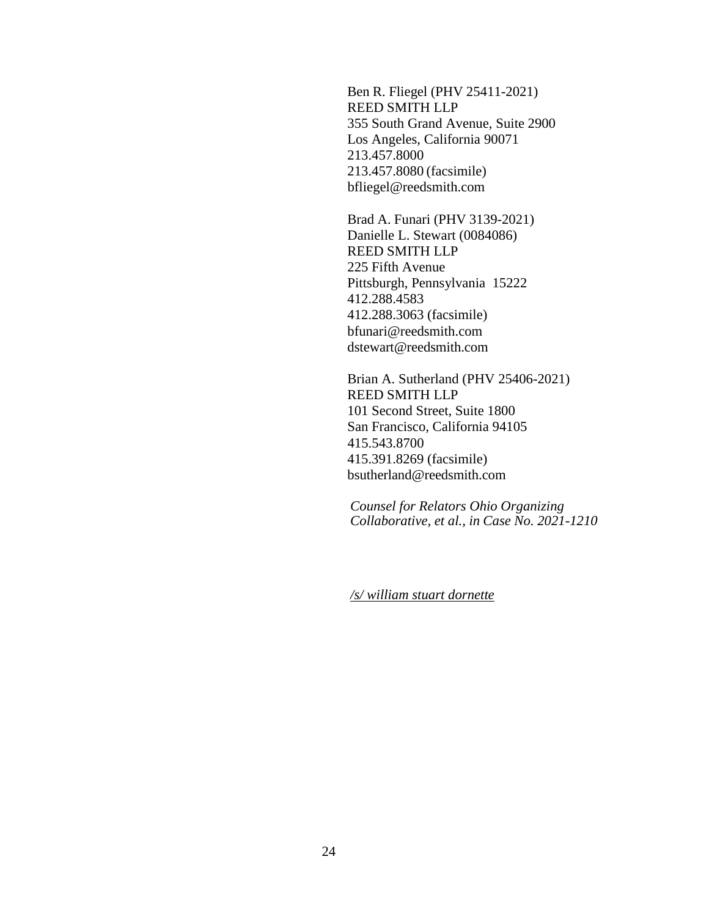Ben R. Fliegel (PHV 25411-2021)
REED SMITH LLP
355 South Grand Avenue, Suite 2900
Los Angeles, California 90071
213.457.8000
213.457.8080 (facsimile)
bfliegel@reedsmith.com

Brad A. Funari (PHV 3139-2021)
Danielle L. Stewart (0084086)
REED SMITH LLP
225 Fifth Avenue
Pittsburgh, Pennsylvania 15222
412.288.4583
412.288.3063 (facsimile)
bfunari@reedsmith.com
dstewart@reedsmith.com

Brian A. Sutherland (PHV 25406-2021)
REED SMITH LLP
101 Second Street, Suite 1800
San Francisco, California 94105
415.543.8700
415.391.8269 (facsimile)
bsutherland@reedsmith.com

*Counsel for Relators Ohio Organizing Collaborative, et al., in Case No. 2021-1210*

*/s/ william stuart dornette*